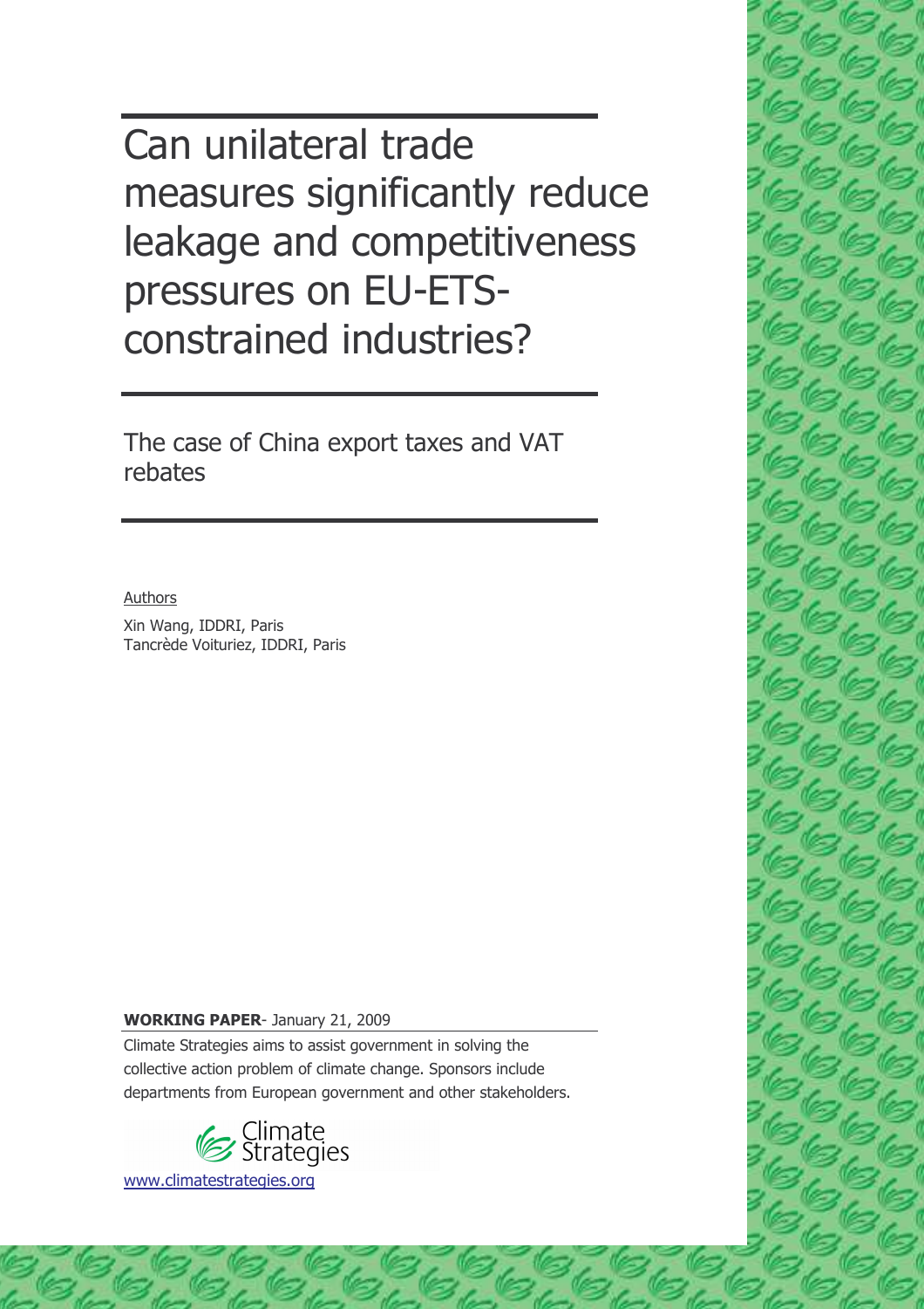# Can unilateral trade measures significantly reduce leakage and competitiveness pressures on EU-ETS-constrained industries?

## The case of China export taxes and VAT rebates

Authors

Xin Wang, IDDRI, Paris
Tancrède Voituriez, IDDRI, Paris

**WORKING PAPER**- January 21, 2009

Climate Strategies aims to assist government in solving the collective action problem of climate change. Sponsors include departments from European government and other stakeholders.

Climate Strategies

www.climatestrategies.org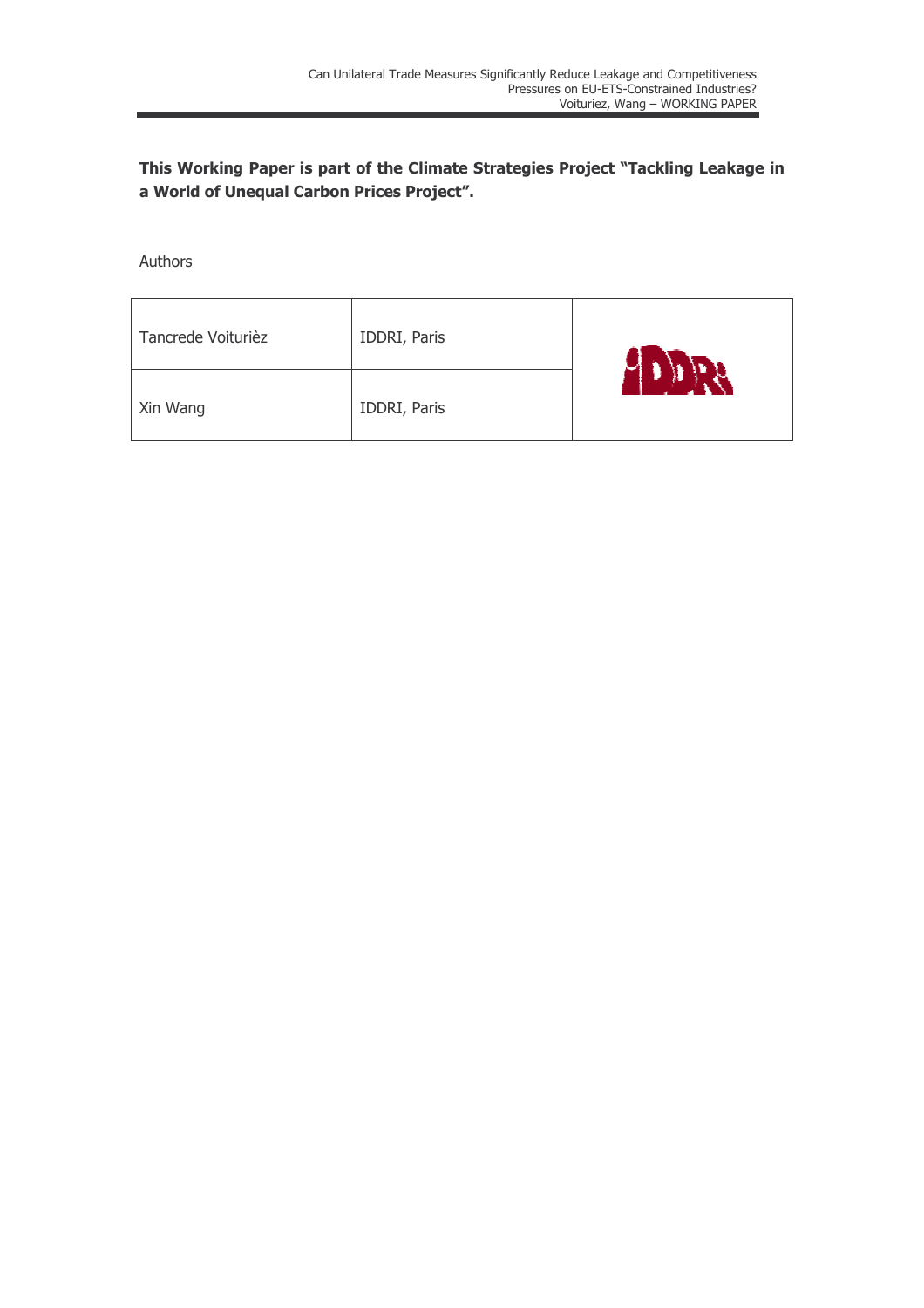**This Working Paper is part of the Climate Strategies Project "Tackling Leakage in a World of Unequal Carbon Prices Project".**

Authors

| | | |
|---|---|---|
| Tancrede Voiturièz | IDDRI, Paris | IDDRI |
| Xin Wang | IDDRI, Paris | |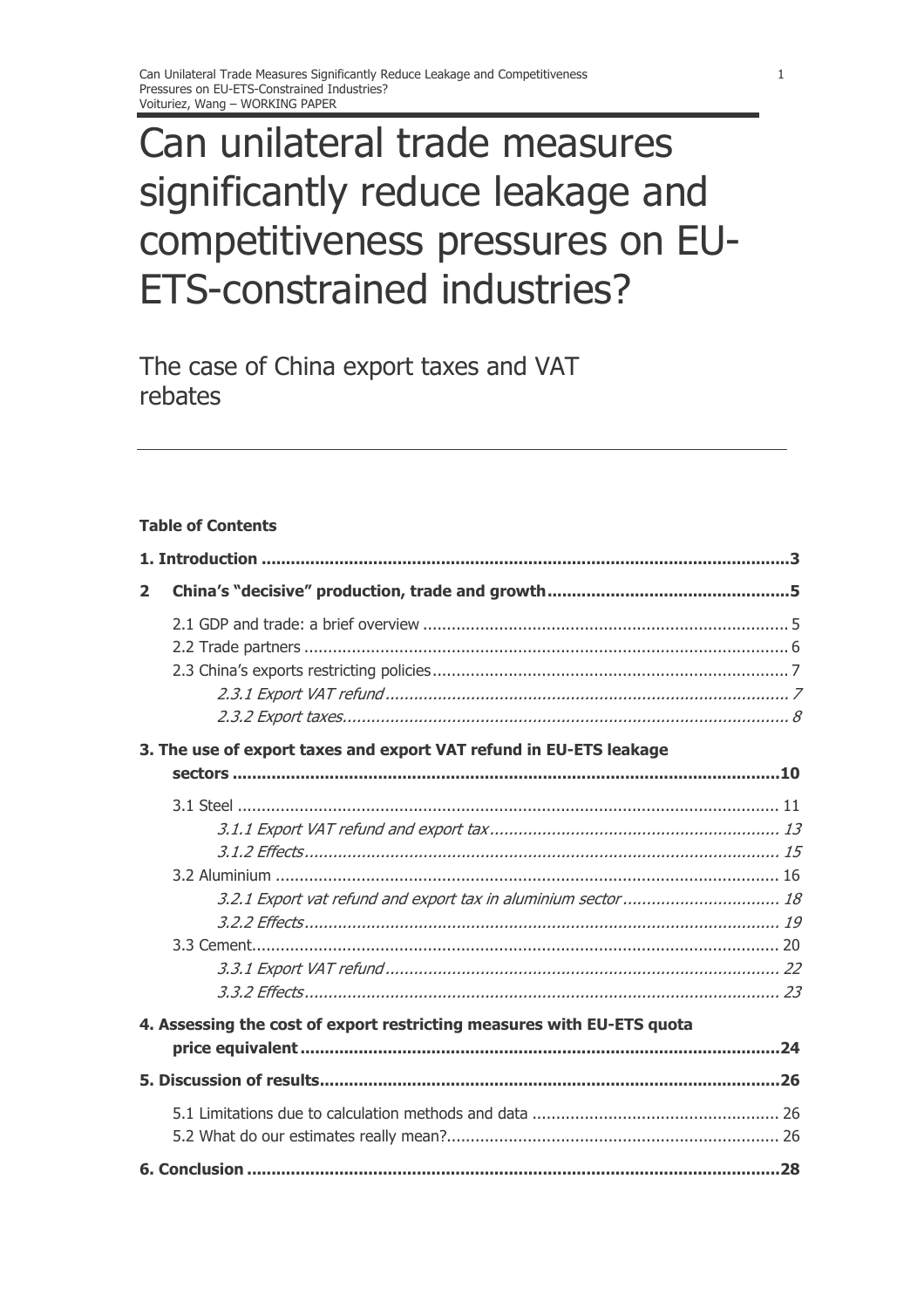# Can unilateral trade measures significantly reduce leakage and competitiveness pressures on EU-ETS-constrained industries?

## The case of China export taxes and VAT rebates

**Table of Contents**

**1. Introduction** ............ **3**

**2 China's "decisive" production, trade and growth** ............ **5**

- 2.1 GDP and trade: a brief overview ............ 5
- 2.2 Trade partners ............ 6
- 2.3 China's exports restricting policies ............ 7
  - *2.3.1 Export VAT refund* ............ *7*
  - *2.3.2 Export taxes* ............ *8*

**3. The use of export taxes and export VAT refund in EU-ETS leakage sectors** ............ **10**

- 3.1 Steel ............ 11
  - *3.1.1 Export VAT refund and export tax* ............ *13*
  - *3.1.2 Effects* ............ *15*
- 3.2 Aluminium ............ 16
  - *3.2.1 Export vat refund and export tax in aluminium sector* ............ *18*
  - *3.2.2 Effects* ............ *19*
- 3.3 Cement ............ 20
  - *3.3.1 Export VAT refund* ............ *22*
  - *3.3.2 Effects* ............ *23*

**4. Assessing the cost of export restricting measures with EU-ETS quota price equivalent** ............ **24**

**5. Discussion of results** ............ **26**

- 5.1 Limitations due to calculation methods and data ............ 26
- 5.2 What do our estimates really mean? ............ 26

**6. Conclusion** ............ **28**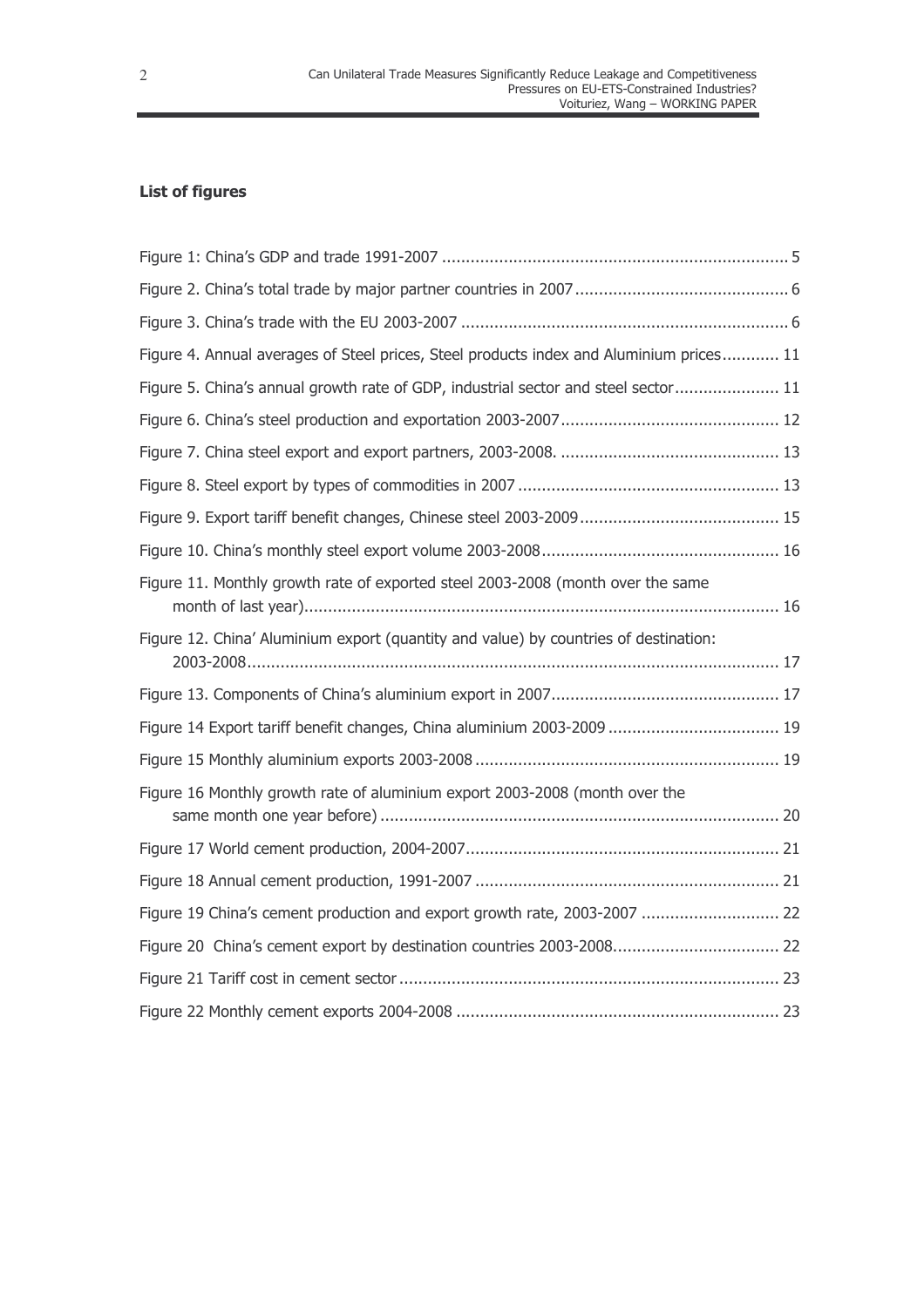**List of figures**

Figure 1: China's GDP and trade 1991-2007 ........................................................................ 5

Figure 2. China's total trade by major partner countries in 2007 ............................................ 6

Figure 3. China's trade with the EU 2003-2007 .................................................................... 6

Figure 4. Annual averages of Steel prices, Steel products index and Aluminium prices............ 11

Figure 5. China's annual growth rate of GDP, industrial sector and steel sector...................... 11

Figure 6. China's steel production and exportation 2003-2007............................................. 12

Figure 7. China steel export and export partners, 2003-2008. .............................................. 13

Figure 8. Steel export by types of commodities in 2007 ...................................................... 13

Figure 9. Export tariff benefit changes, Chinese steel 2003-2009.......................................... 15

Figure 10. China's monthly steel export volume 2003-2008.................................................. 16

Figure 11. Monthly growth rate of exported steel 2003-2008 (month over the same month of last year)................................................................................................... 16

Figure 12. China' Aluminium export (quantity and value) by countries of destination: 2003-2008............................................................................................................... 17

Figure 13. Components of China's aluminium export in 2007............................................... 17

Figure 14 Export tariff benefit changes, China aluminium 2003-2009 .................................... 19

Figure 15 Monthly aluminium exports 2003-2008 ............................................................... 19

Figure 16 Monthly growth rate of aluminium export 2003-2008 (month over the same month one year before) ................................................................................... 20

Figure 17 World cement production, 2004-2007................................................................. 21

Figure 18 Annual cement production, 1991-2007 ............................................................... 21

Figure 19 China's cement production and export growth rate, 2003-2007 ............................ 22

Figure 20 China's cement export by destination countries 2003-2008.................................. 22

Figure 21 Tariff cost in cement sector ............................................................................... 23

Figure 22 Monthly cement exports 2004-2008 ................................................................... 23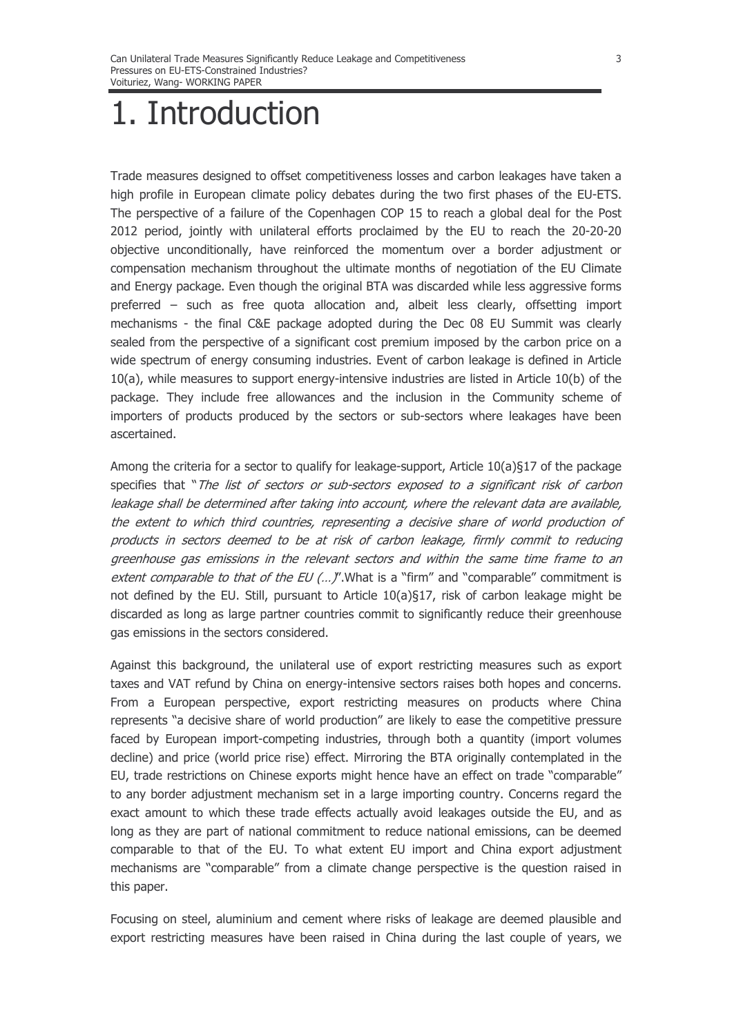# 1. Introduction

Trade measures designed to offset competitiveness losses and carbon leakages have taken a high profile in European climate policy debates during the two first phases of the EU-ETS. The perspective of a failure of the Copenhagen COP 15 to reach a global deal for the Post 2012 period, jointly with unilateral efforts proclaimed by the EU to reach the 20-20-20 objective unconditionally, have reinforced the momentum over a border adjustment or compensation mechanism throughout the ultimate months of negotiation of the EU Climate and Energy package. Even though the original BTA was discarded while less aggressive forms preferred – such as free quota allocation and, albeit less clearly, offsetting import mechanisms - the final C&E package adopted during the Dec 08 EU Summit was clearly sealed from the perspective of a significant cost premium imposed by the carbon price on a wide spectrum of energy consuming industries. Event of carbon leakage is defined in Article 10(a), while measures to support energy-intensive industries are listed in Article 10(b) of the package. They include free allowances and the inclusion in the Community scheme of importers of products produced by the sectors or sub-sectors where leakages have been ascertained.

Among the criteria for a sector to qualify for leakage-support, Article 10(a)§17 of the package specifies that "*The list of sectors or sub-sectors exposed to a significant risk of carbon leakage shall be determined after taking into account, where the relevant data are available, the extent to which third countries, representing a decisive share of world production of products in sectors deemed to be at risk of carbon leakage, firmly commit to reducing greenhouse gas emissions in the relevant sectors and within the same time frame to an extent comparable to that of the EU (…)*".What is a "firm" and "comparable" commitment is not defined by the EU. Still, pursuant to Article 10(a)§17, risk of carbon leakage might be discarded as long as large partner countries commit to significantly reduce their greenhouse gas emissions in the sectors considered.

Against this background, the unilateral use of export restricting measures such as export taxes and VAT refund by China on energy-intensive sectors raises both hopes and concerns. From a European perspective, export restricting measures on products where China represents "a decisive share of world production" are likely to ease the competitive pressure faced by European import-competing industries, through both a quantity (import volumes decline) and price (world price rise) effect. Mirroring the BTA originally contemplated in the EU, trade restrictions on Chinese exports might hence have an effect on trade "comparable" to any border adjustment mechanism set in a large importing country. Concerns regard the exact amount to which these trade effects actually avoid leakages outside the EU, and as long as they are part of national commitment to reduce national emissions, can be deemed comparable to that of the EU. To what extent EU import and China export adjustment mechanisms are "comparable" from a climate change perspective is the question raised in this paper.

Focusing on steel, aluminium and cement where risks of leakage are deemed plausible and export restricting measures have been raised in China during the last couple of years, we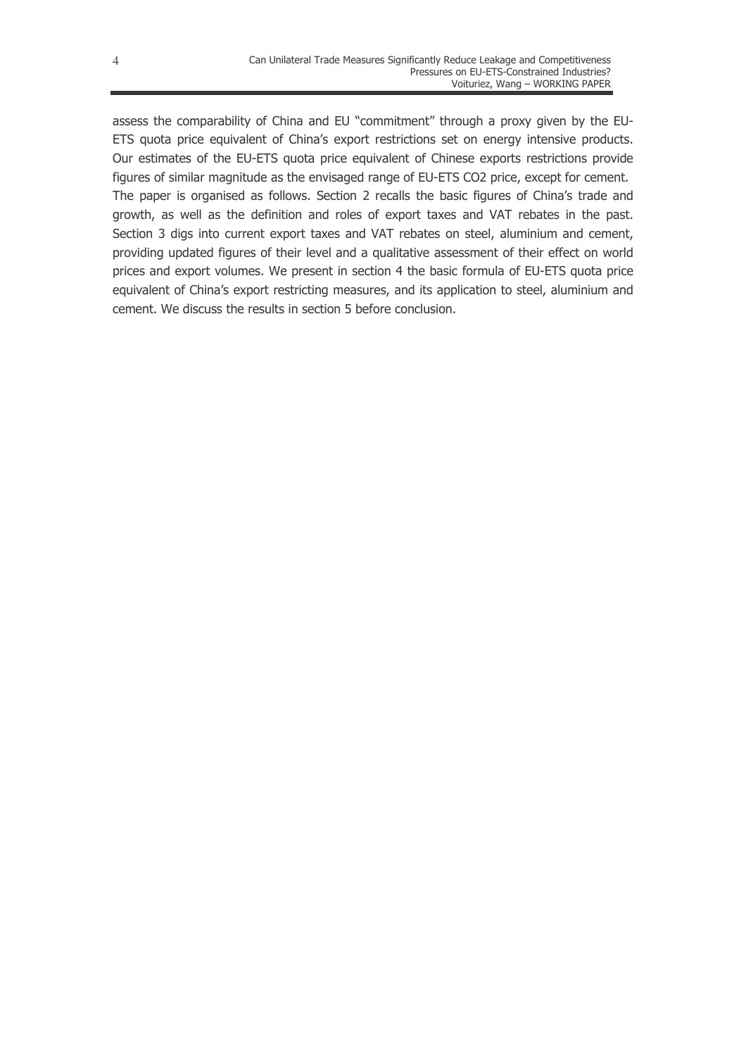assess the comparability of China and EU "commitment" through a proxy given by the EU-ETS quota price equivalent of China's export restrictions set on energy intensive products. Our estimates of the EU-ETS quota price equivalent of Chinese exports restrictions provide figures of similar magnitude as the envisaged range of EU-ETS $CO_2$ price, except for cement.

The paper is organised as follows. Section 2 recalls the basic figures of China's trade and growth, as well as the definition and roles of export taxes and VAT rebates in the past. Section 3 digs into current export taxes and VAT rebates on steel, aluminium and cement, providing updated figures of their level and a qualitative assessment of their effect on world prices and export volumes. We present in section 4 the basic formula of EU-ETS quota price equivalent of China's export restricting measures, and its application to steel, aluminium and cement. We discuss the results in section 5 before conclusion.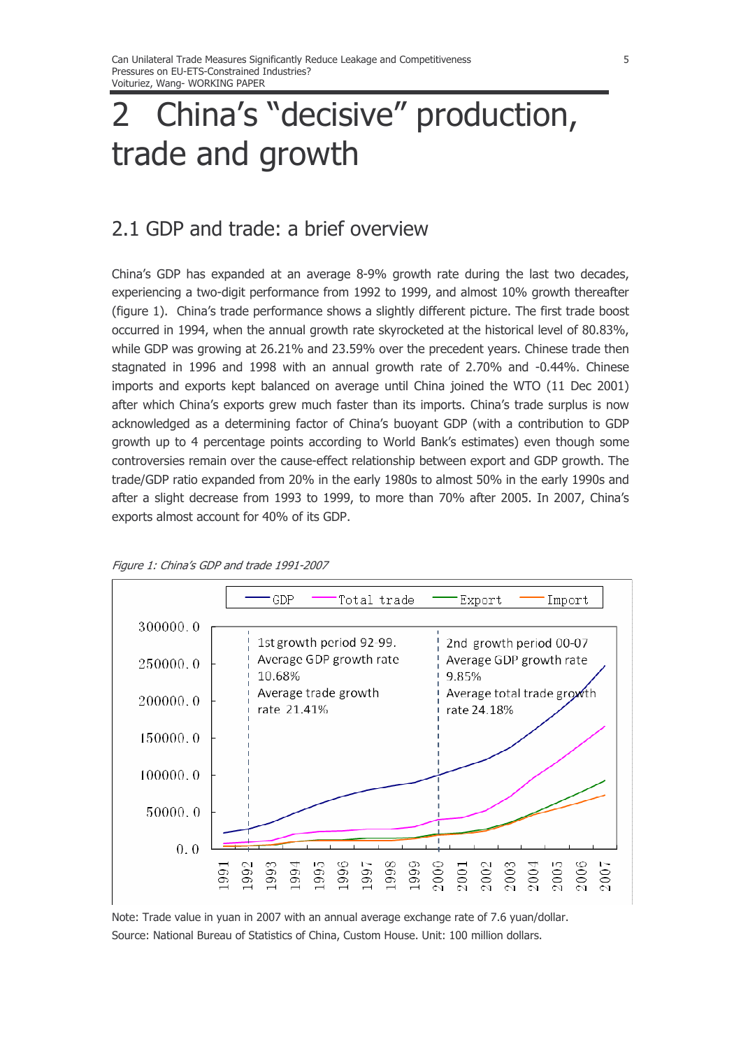# 2 China's "decisive" production, trade and growth

## 2.1 GDP and trade: a brief overview

China's GDP has expanded at an average 8-9% growth rate during the last two decades, experiencing a two-digit performance from 1992 to 1999, and almost 10% growth thereafter (figure 1). China's trade performance shows a slightly different picture. The first trade boost occurred in 1994, when the annual growth rate skyrocketed at the historical level of 80.83%, while GDP was growing at 26.21% and 23.59% over the precedent years. Chinese trade then stagnated in 1996 and 1998 with an annual growth rate of 2.70% and -0.44%. Chinese imports and exports kept balanced on average until China joined the WTO (11 Dec 2001) after which China's exports grew much faster than its imports. China's trade surplus is now acknowledged as a determining factor of China's buoyant GDP (with a contribution to GDP growth up to 4 percentage points according to World Bank's estimates) even though some controversies remain over the cause-effect relationship between export and GDP growth. The trade/GDP ratio expanded from 20% in the early 1980s to almost 50% in the early 1990s and after a slight decrease from 1993 to 1999, to more than 70% after 2005. In 2007, China's exports almost account for 40% of its GDP.

*Figure 1: China's GDP and trade 1991-2007*

Note: Trade value in yuan in 2007 with an annual average exchange rate of 7.6 yuan/dollar.
Source: National Bureau of Statistics of China, Custom House. Unit: 100 million dollars.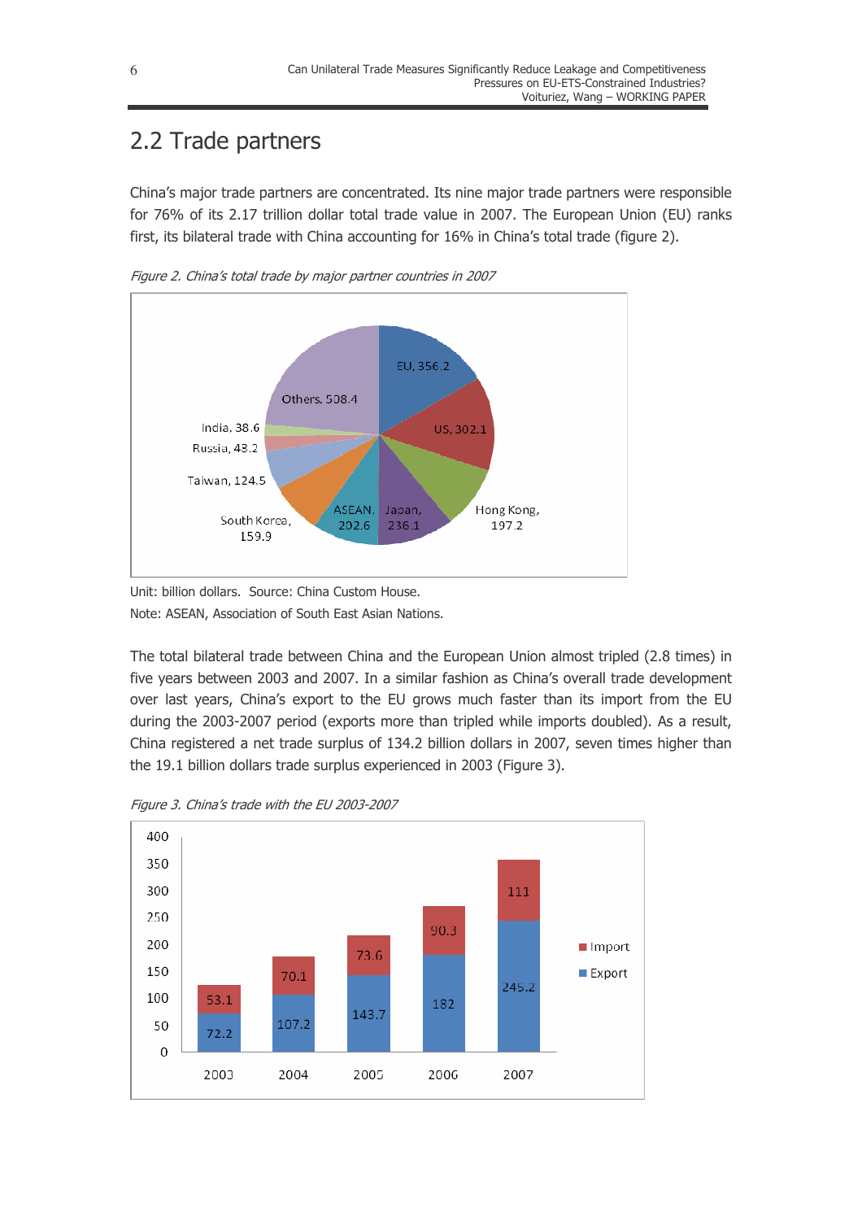## 2.2 Trade partners

China's major trade partners are concentrated. Its nine major trade partners were responsible for 76% of its 2.17 trillion dollar total trade value in 2007. The European Union (EU) ranks first, its bilateral trade with China accounting for 16% in China's total trade (figure 2).

*Figure 2. China's total trade by major partner countries in 2007*

| Partner | Total trade |
|---|---|
| EU | 356.2 |
| US | 302.1 |
| Hong Kong | 197.2 |
| Japan | 236.1 |
| ASEAN | 202.6 |
| South Korea | 159.9 |
| Taiwan | 124.5 |
| Russia | 48.2 |
| India | 38.6 |
| Others | 508.4 |

Unit: billion dollars. Source: China Custom House.

Note: ASEAN, Association of South East Asian Nations.

The total bilateral trade between China and the European Union almost tripled (2.8 times) in five years between 2003 and 2007. In a similar fashion as China's overall trade development over last years, China's export to the EU grows much faster than its import from the EU during the 2003-2007 period (exports more than tripled while imports doubled). As a result, China registered a net trade surplus of 134.2 billion dollars in 2007, seven times higher than the 19.1 billion dollars trade surplus experienced in 2003 (Figure 3).

*Figure 3. China's trade with the EU 2003-2007*

| Year | Export | Import |
|---|---|---|
| 2003 | 72.2 | 53.1 |
| 2004 | 107.2 | 70.1 |
| 2005 | 143.7 | 73.6 |
| 2006 | 182 | 90.3 |
| 2007 | 245.2 | 111 |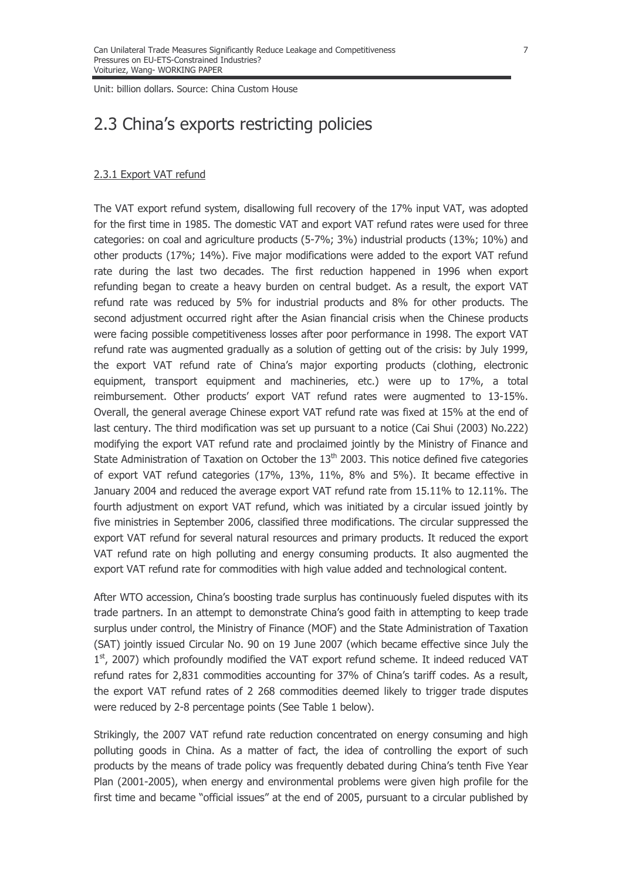Unit: billion dollars. Source: China Custom House

## 2.3 China's exports restricting policies

### 2.3.1 Export VAT refund

The VAT export refund system, disallowing full recovery of the 17% input VAT, was adopted for the first time in 1985. The domestic VAT and export VAT refund rates were used for three categories: on coal and agriculture products (5-7%; 3%) industrial products (13%; 10%) and other products (17%; 14%). Five major modifications were added to the export VAT refund rate during the last two decades. The first reduction happened in 1996 when export refunding began to create a heavy burden on central budget. As a result, the export VAT refund rate was reduced by 5% for industrial products and 8% for other products. The second adjustment occurred right after the Asian financial crisis when the Chinese products were facing possible competitiveness losses after poor performance in 1998. The export VAT refund rate was augmented gradually as a solution of getting out of the crisis: by July 1999, the export VAT refund rate of China's major exporting products (clothing, electronic equipment, transport equipment and machineries, etc.) were up to 17%, a total reimbursement. Other products' export VAT refund rates were augmented to 13-15%. Overall, the general average Chinese export VAT refund rate was fixed at 15% at the end of last century. The third modification was set up pursuant to a notice (Cai Shui (2003) No.222) modifying the export VAT refund rate and proclaimed jointly by the Ministry of Finance and State Administration of Taxation on October the 13th 2003. This notice defined five categories of export VAT refund categories (17%, 13%, 11%, 8% and 5%). It became effective in January 2004 and reduced the average export VAT refund rate from 15.11% to 12.11%. The fourth adjustment on export VAT refund, which was initiated by a circular issued jointly by five ministries in September 2006, classified three modifications. The circular suppressed the export VAT refund for several natural resources and primary products. It reduced the export VAT refund rate on high polluting and energy consuming products. It also augmented the export VAT refund rate for commodities with high value added and technological content.

After WTO accession, China's boosting trade surplus has continuously fueled disputes with its trade partners. In an attempt to demonstrate China's good faith in attempting to keep trade surplus under control, the Ministry of Finance (MOF) and the State Administration of Taxation (SAT) jointly issued Circular No. 90 on 19 June 2007 (which became effective since July the 1st, 2007) which profoundly modified the VAT export refund scheme. It indeed reduced VAT refund rates for 2,831 commodities accounting for 37% of China's tariff codes. As a result, the export VAT refund rates of 2 268 commodities deemed likely to trigger trade disputes were reduced by 2-8 percentage points (See Table 1 below).

Strikingly, the 2007 VAT refund rate reduction concentrated on energy consuming and high polluting goods in China. As a matter of fact, the idea of controlling the export of such products by the means of trade policy was frequently debated during China's tenth Five Year Plan (2001-2005), when energy and environmental problems were given high profile for the first time and became "official issues" at the end of 2005, pursuant to a circular published by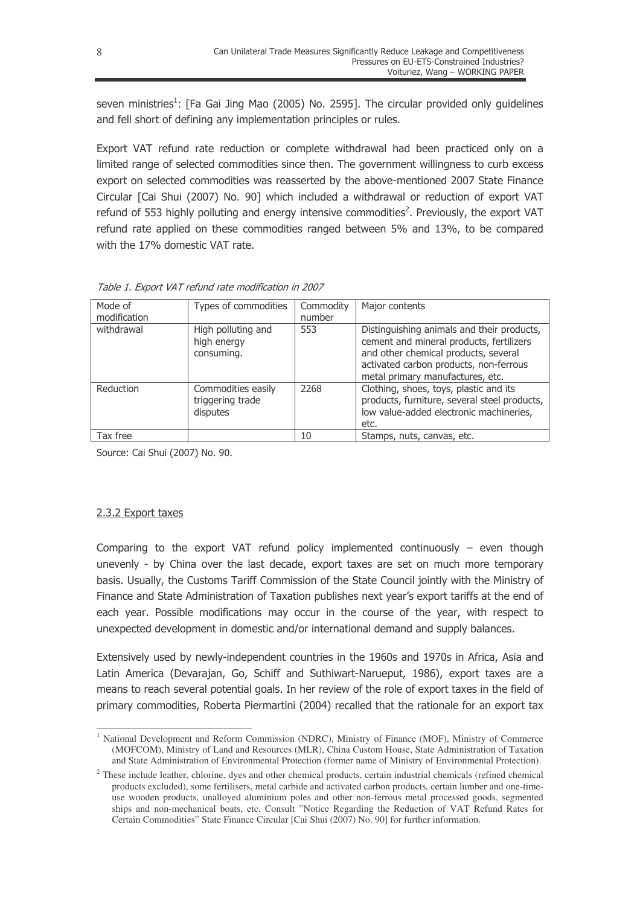seven ministries[1]: [Fa Gai Jing Mao (2005) No. 2595]. The circular provided only guidelines and fell short of defining any implementation principles or rules.

Export VAT refund rate reduction or complete withdrawal had been practiced only on a limited range of selected commodities since then. The government willingness to curb excess export on selected commodities was reasserted by the above-mentioned 2007 State Finance Circular [Cai Shui (2007) No. 90] which included a withdrawal or reduction of export VAT refund of 553 highly polluting and energy intensive commodities[2]. Previously, the export VAT refund rate applied on these commodities ranged between 5% and 13%, to be compared with the 17% domestic VAT rate.

*Table 1. Export VAT refund rate modification in 2007*

| Mode of modification | Types of commodities | Commodity number | Major contents |
|---|---|---|---|
| withdrawal | High polluting and high energy consuming. | 553 | Distinguishing animals and their products, cement and mineral products, fertilizers and other chemical products, several activated carbon products, non-ferrous metal primary manufactures, etc. |
| Reduction | Commodities easily triggering trade disputes | 2268 | Clothing, shoes, toys, plastic and its products, furniture, several steel products, low value-added electronic machineries, etc. |
| Tax free | | 10 | Stamps, nuts, canvas, etc. |

Source: Cai Shui (2007) No. 90.

### 2.3.2 Export taxes

Comparing to the export VAT refund policy implemented continuously – even though unevenly - by China over the last decade, export taxes are set on much more temporary basis. Usually, the Customs Tariff Commission of the State Council jointly with the Ministry of Finance and State Administration of Taxation publishes next year's export tariffs at the end of each year. Possible modifications may occur in the course of the year, with respect to unexpected development in domestic and/or international demand and supply balances.

Extensively used by newly-independent countries in the 1960s and 1970s in Africa, Asia and Latin America (Devarajan, Go, Schiff and Suthiwart-Narueput, 1986), export taxes are a means to reach several potential goals. In her review of the role of export taxes in the field of primary commodities, Roberta Piermartini (2004) recalled that the rationale for an export tax

---

[1] National Development and Reform Commission (NDRC), Ministry of Finance (MOF), Ministry of Commerce (MOFCOM), Ministry of Land and Resources (MLR), China Custom House, State Administration of Taxation and State Administration of Environmental Protection (former name of Ministry of Environmental Protection).

[2] These include leather, chlorine, dyes and other chemical products, certain industrial chemicals (refined chemical products excluded), some fertilisers, metal carbide and activated carbon products, certain lumber and one-time-use wooden products, unalloyed aluminium poles and other non-ferrous metal processed goods, segmented ships and non-mechanical boats, etc. Consult "Notice Regarding the Reduction of VAT Refund Rates for Certain Commodities" State Finance Circular [Cai Shui (2007) No. 90] for further information.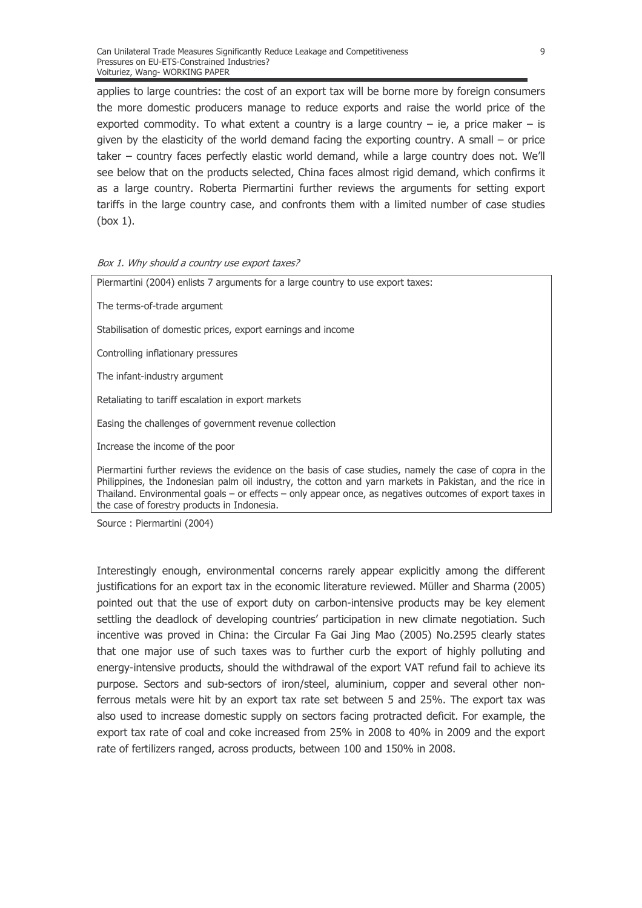applies to large countries: the cost of an export tax will be borne more by foreign consumers the more domestic producers manage to reduce exports and raise the world price of the exported commodity. To what extent a country is a large country – ie, a price maker – is given by the elasticity of the world demand facing the exporting country. A small – or price taker – country faces perfectly elastic world demand, while a large country does not. We'll see below that on the products selected, China faces almost rigid demand, which confirms it as a large country. Roberta Piermartini further reviews the arguments for setting export tariffs in the large country case, and confronts them with a limited number of case studies (box 1).

*Box 1. Why should a country use export taxes?*

Piermartini (2004) enlists 7 arguments for a large country to use export taxes:

The terms-of-trade argument

Stabilisation of domestic prices, export earnings and income

Controlling inflationary pressures

The infant-industry argument

Retaliating to tariff escalation in export markets

Easing the challenges of government revenue collection

Increase the income of the poor

Piermartini further reviews the evidence on the basis of case studies, namely the case of copra in the Philippines, the Indonesian palm oil industry, the cotton and yarn markets in Pakistan, and the rice in Thailand. Environmental goals – or effects – only appear once, as negatives outcomes of export taxes in the case of forestry products in Indonesia.

Source : Piermartini (2004)

Interestingly enough, environmental concerns rarely appear explicitly among the different justifications for an export tax in the economic literature reviewed. Müller and Sharma (2005) pointed out that the use of export duty on carbon-intensive products may be key element settling the deadlock of developing countries' participation in new climate negotiation. Such incentive was proved in China: the Circular Fa Gai Jing Mao (2005) No.2595 clearly states that one major use of such taxes was to further curb the export of highly polluting and energy-intensive products, should the withdrawal of the export VAT refund fail to achieve its purpose. Sectors and sub-sectors of iron/steel, aluminium, copper and several other non-ferrous metals were hit by an export tax rate set between 5 and 25%. The export tax was also used to increase domestic supply on sectors facing protracted deficit. For example, the export tax rate of coal and coke increased from 25% in 2008 to 40% in 2009 and the export rate of fertilizers ranged, across products, between 100 and 150% in 2008.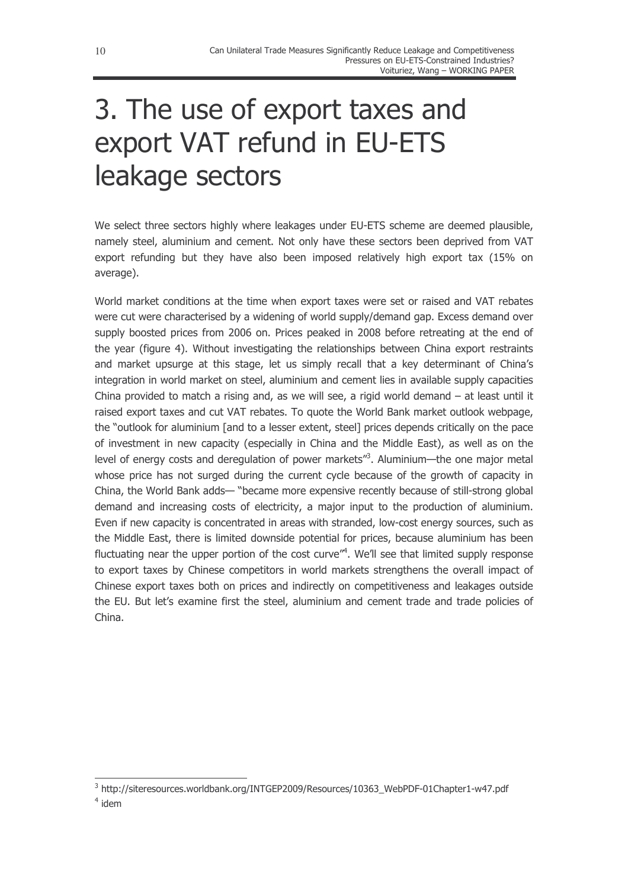# 3. The use of export taxes and export VAT refund in EU-ETS leakage sectors

We select three sectors highly where leakages under EU-ETS scheme are deemed plausible, namely steel, aluminium and cement. Not only have these sectors been deprived from VAT export refunding but they have also been imposed relatively high export tax (15% on average).

World market conditions at the time when export taxes were set or raised and VAT rebates were cut were characterised by a widening of world supply/demand gap. Excess demand over supply boosted prices from 2006 on. Prices peaked in 2008 before retreating at the end of the year (figure 4). Without investigating the relationships between China export restraints and market upsurge at this stage, let us simply recall that a key determinant of China's integration in world market on steel, aluminium and cement lies in available supply capacities China provided to match a rising and, as we will see, a rigid world demand – at least until it raised export taxes and cut VAT rebates. To quote the World Bank market outlook webpage, the "outlook for aluminium [and to a lesser extent, steel] prices depends critically on the pace of investment in new capacity (especially in China and the Middle East), as well as on the level of energy costs and deregulation of power markets"[3]. Aluminium—the one major metal whose price has not surged during the current cycle because of the growth of capacity in China, the World Bank adds— "became more expensive recently because of still-strong global demand and increasing costs of electricity, a major input to the production of aluminium. Even if new capacity is concentrated in areas with stranded, low-cost energy sources, such as the Middle East, there is limited downside potential for prices, because aluminium has been fluctuating near the upper portion of the cost curve"[4]. We'll see that limited supply response to export taxes by Chinese competitors in world markets strengthens the overall impact of Chinese export taxes both on prices and indirectly on competitiveness and leakages outside the EU. But let's examine first the steel, aluminium and cement trade and trade policies of China.

---

[3] http://siteresources.worldbank.org/INTGEP2009/Resources/10363_WebPDF-01Chapter1-w47.pdf

[4] idem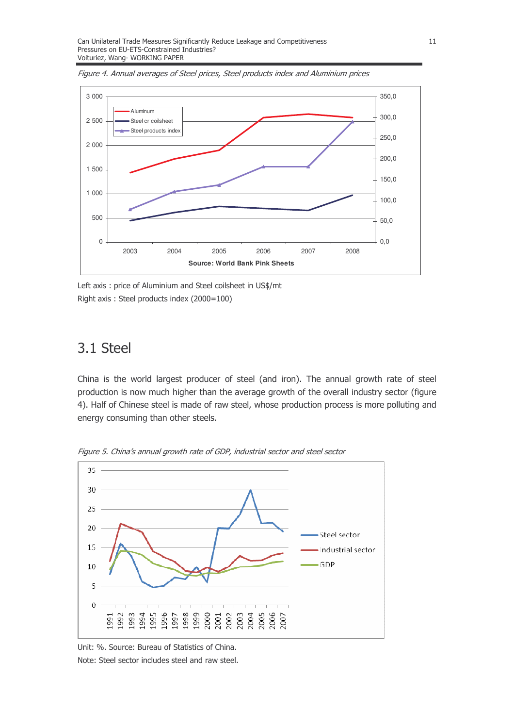*Figure 4. Annual averages of Steel prices, Steel products index and Aluminium prices*

Left axis : price of Aluminium and Steel coilsheet in US$/mt

Right axis : Steel products index (2000=100)

## 3.1 Steel

China is the world largest producer of steel (and iron). The annual growth rate of steel production is now much higher than the average growth of the overall industry sector (figure 4). Half of Chinese steel is made of raw steel, whose production process is more polluting and energy consuming than other steels.

*Figure 5. China's annual growth rate of GDP, industrial sector and steel sector*

Unit: %. Source: Bureau of Statistics of China.

Note: Steel sector includes steel and raw steel.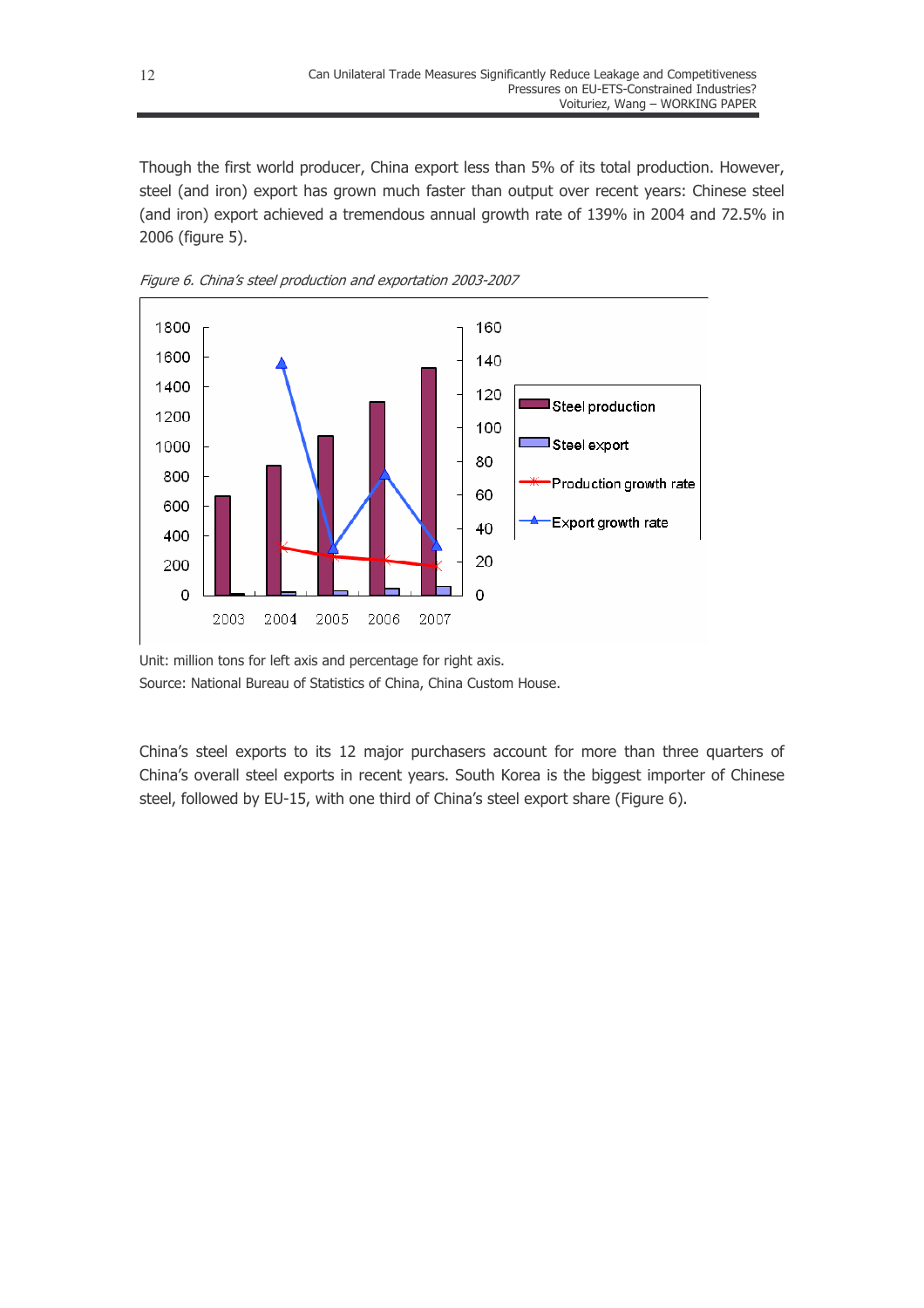Though the first world producer, China export less than 5% of its total production. However, steel (and iron) export has grown much faster than output over recent years: Chinese steel (and iron) export achieved a tremendous annual growth rate of 139% in 2004 and 72.5% in 2006 (figure 5).

*Figure 6. China's steel production and exportation 2003-2007*

Unit: million tons for left axis and percentage for right axis.
Source: National Bureau of Statistics of China, China Custom House.

China's steel exports to its 12 major purchasers account for more than three quarters of China's overall steel exports in recent years. South Korea is the biggest importer of Chinese steel, followed by EU-15, with one third of China's steel export share (Figure 6).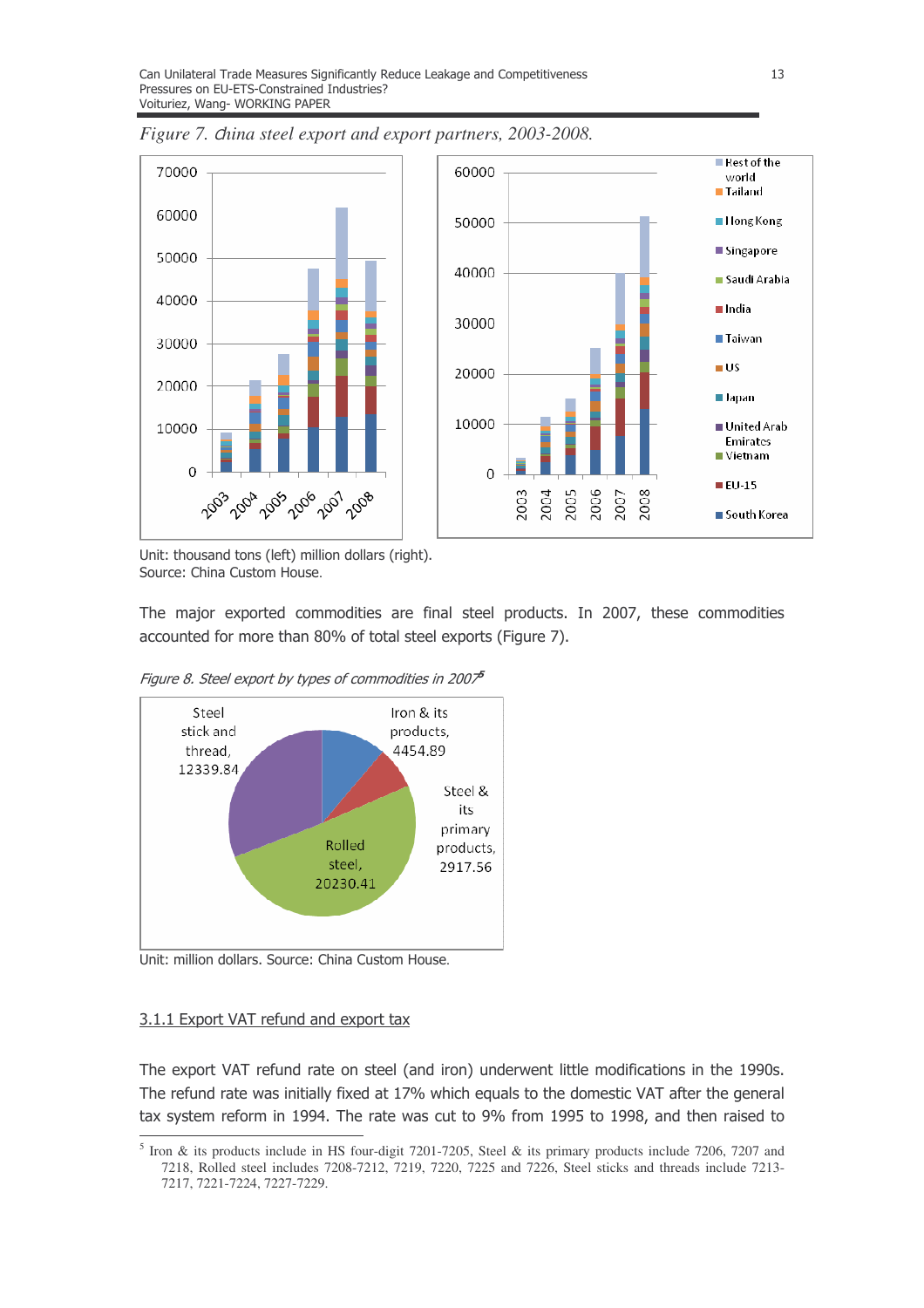*Figure 7. China steel export and export partners, 2003-2008.*

Unit: thousand tons (left) million dollars (right).
Source: China Custom House.

The major exported commodities are final steel products. In 2007, these commodities accounted for more than 80% of total steel exports (Figure 7).

*Figure 8. Steel export by types of commodities in 2007*[5]

Unit: million dollars. Source: China Custom House.

### 3.1.1 Export VAT refund and export tax

The export VAT refund rate on steel (and iron) underwent little modifications in the 1990s. The refund rate was initially fixed at 17% which equals to the domestic VAT after the general tax system reform in 1994. The rate was cut to 9% from 1995 to 1998, and then raised to

---

[5] Iron & its products include in HS four-digit 7201-7205, Steel & its primary products include 7206, 7207 and 7218, Rolled steel includes 7208-7212, 7219, 7220, 7225 and 7226, Steel sticks and threads include 7213-7217, 7221-7224, 7227-7229.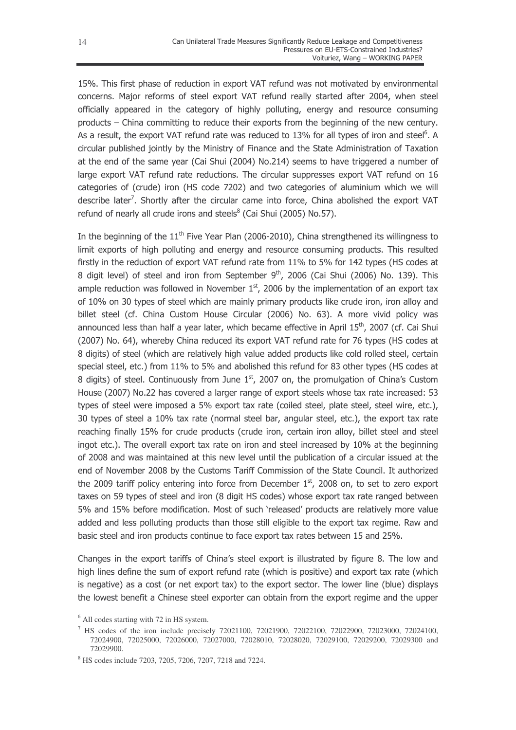15%. This first phase of reduction in export VAT refund was not motivated by environmental concerns. Major reforms of steel export VAT refund really started after 2004, when steel officially appeared in the category of highly polluting, energy and resource consuming products – China committing to reduce their exports from the beginning of the new century. As a result, the export VAT refund rate was reduced to 13% for all types of iron and steel[6]. A circular published jointly by the Ministry of Finance and the State Administration of Taxation at the end of the same year (Cai Shui (2004) No.214) seems to have triggered a number of large export VAT refund rate reductions. The circular suppresses export VAT refund on 16 categories of (crude) iron (HS code 7202) and two categories of aluminium which we will describe later[7]. Shortly after the circular came into force, China abolished the export VAT refund of nearly all crude irons and steels[8] (Cai Shui (2005) No.57).

In the beginning of the 11th Five Year Plan (2006-2010), China strengthened its willingness to limit exports of high polluting and energy and resource consuming products. This resulted firstly in the reduction of export VAT refund rate from 11% to 5% for 142 types (HS codes at 8 digit level) of steel and iron from September 9th, 2006 (Cai Shui (2006) No. 139). This ample reduction was followed in November 1st, 2006 by the implementation of an export tax of 10% on 30 types of steel which are mainly primary products like crude iron, iron alloy and billet steel (cf. China Custom House Circular (2006) No. 63). A more vivid policy was announced less than half a year later, which became effective in April 15th, 2007 (cf. Cai Shui (2007) No. 64), whereby China reduced its export VAT refund rate for 76 types (HS codes at 8 digits) of steel (which are relatively high value added products like cold rolled steel, certain special steel, etc.) from 11% to 5% and abolished this refund for 83 other types (HS codes at 8 digits) of steel. Continuously from June 1st, 2007 on, the promulgation of China's Custom House (2007) No.22 has covered a larger range of export steels whose tax rate increased: 53 types of steel were imposed a 5% export tax rate (coiled steel, plate steel, steel wire, etc.), 30 types of steel a 10% tax rate (normal steel bar, angular steel, etc.), the export tax rate reaching finally 15% for crude products (crude iron, certain iron alloy, billet steel and steel ingot etc.). The overall export tax rate on iron and steel increased by 10% at the beginning of 2008 and was maintained at this new level until the publication of a circular issued at the end of November 2008 by the Customs Tariff Commission of the State Council. It authorized the 2009 tariff policy entering into force from December 1st, 2008 on, to set to zero export taxes on 59 types of steel and iron (8 digit HS codes) whose export tax rate ranged between 5% and 15% before modification. Most of such 'released' products are relatively more value added and less polluting products than those still eligible to the export tax regime. Raw and basic steel and iron products continue to face export tax rates between 15 and 25%.

Changes in the export tariffs of China's steel export is illustrated by figure 8. The low and high lines define the sum of export refund rate (which is positive) and export tax rate (which is negative) as a cost (or net export tax) to the export sector. The lower line (blue) displays the lowest benefit a Chinese steel exporter can obtain from the export regime and the upper

---

[6] All codes starting with 72 in HS system.

[7] HS codes of the iron include precisely 72021100, 72021900, 72022100, 72022900, 72023000, 72024100, 72024900, 72025000, 72026000, 72027000, 72028010, 72028020, 72029100, 72029200, 72029300 and 72029900.

[8] HS codes include 7203, 7205, 7206, 7207, 7218 and 7224.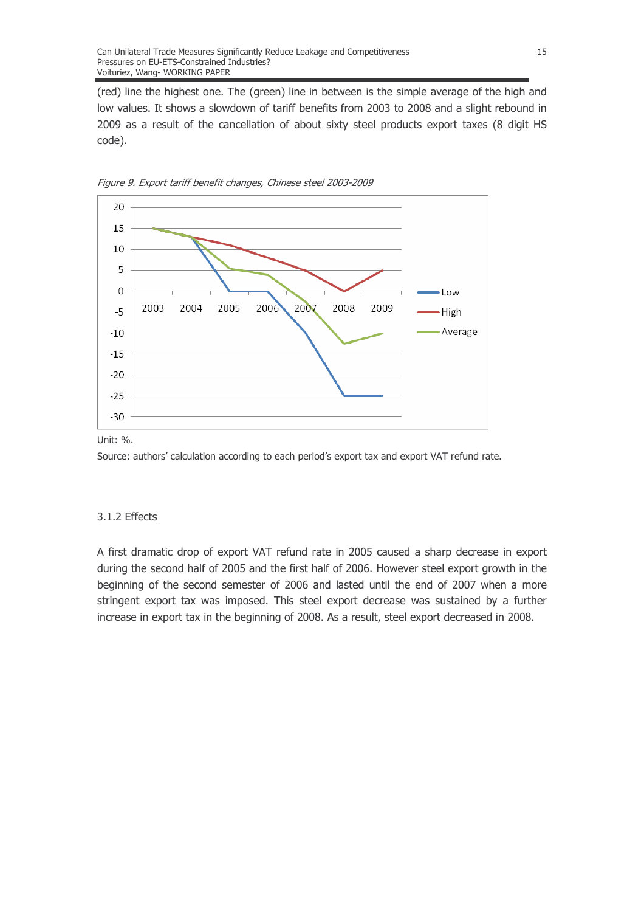(red) line the highest one. The (green) line in between is the simple average of the high and low values. It shows a slowdown of tariff benefits from 2003 to 2008 and a slight rebound in 2009 as a result of the cancellation of about sixty steel products export taxes (8 digit HS code).

*Figure 9. Export tariff benefit changes, Chinese steel 2003-2009*

Unit: %.

Source: authors' calculation according to each period's export tax and export VAT refund rate.

### 3.1.2 Effects

A first dramatic drop of export VAT refund rate in 2005 caused a sharp decrease in export during the second half of 2005 and the first half of 2006. However steel export growth in the beginning of the second semester of 2006 and lasted until the end of 2007 when a more stringent export tax was imposed. This steel export decrease was sustained by a further increase in export tax in the beginning of 2008. As a result, steel export decreased in 2008.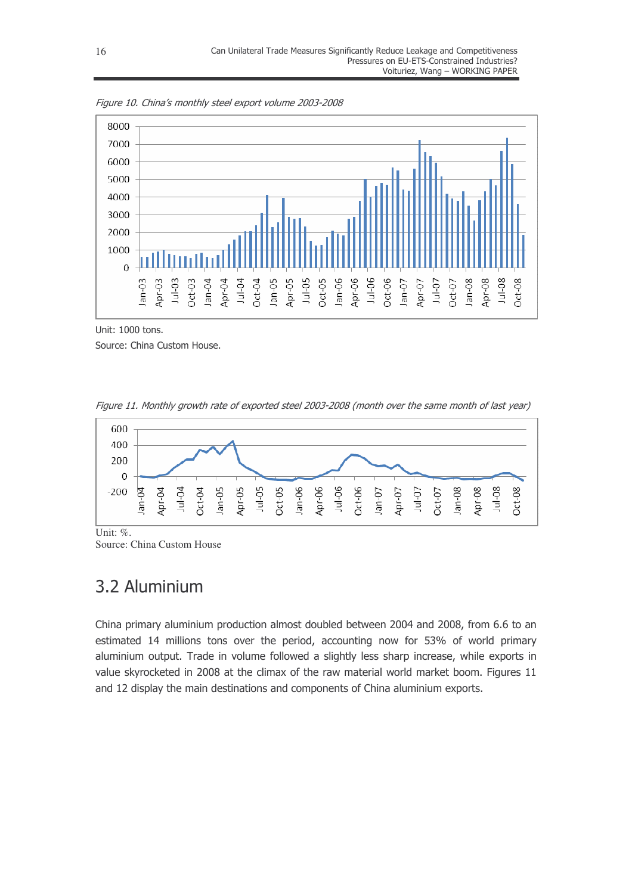*Figure 10. China's monthly steel export volume 2003-2008*

Unit: 1000 tons.

Source: China Custom House.

*Figure 11. Monthly growth rate of exported steel 2003-2008 (month over the same month of last year)*

Unit: %.

Source: China Custom House

## 3.2 Aluminium

China primary aluminium production almost doubled between 2004 and 2008, from 6.6 to an estimated 14 millions tons over the period, accounting now for 53% of world primary aluminium output. Trade in volume followed a slightly less sharp increase, while exports in value skyrocketed in 2008 at the climax of the raw material world market boom. Figures 11 and 12 display the main destinations and components of China aluminium exports.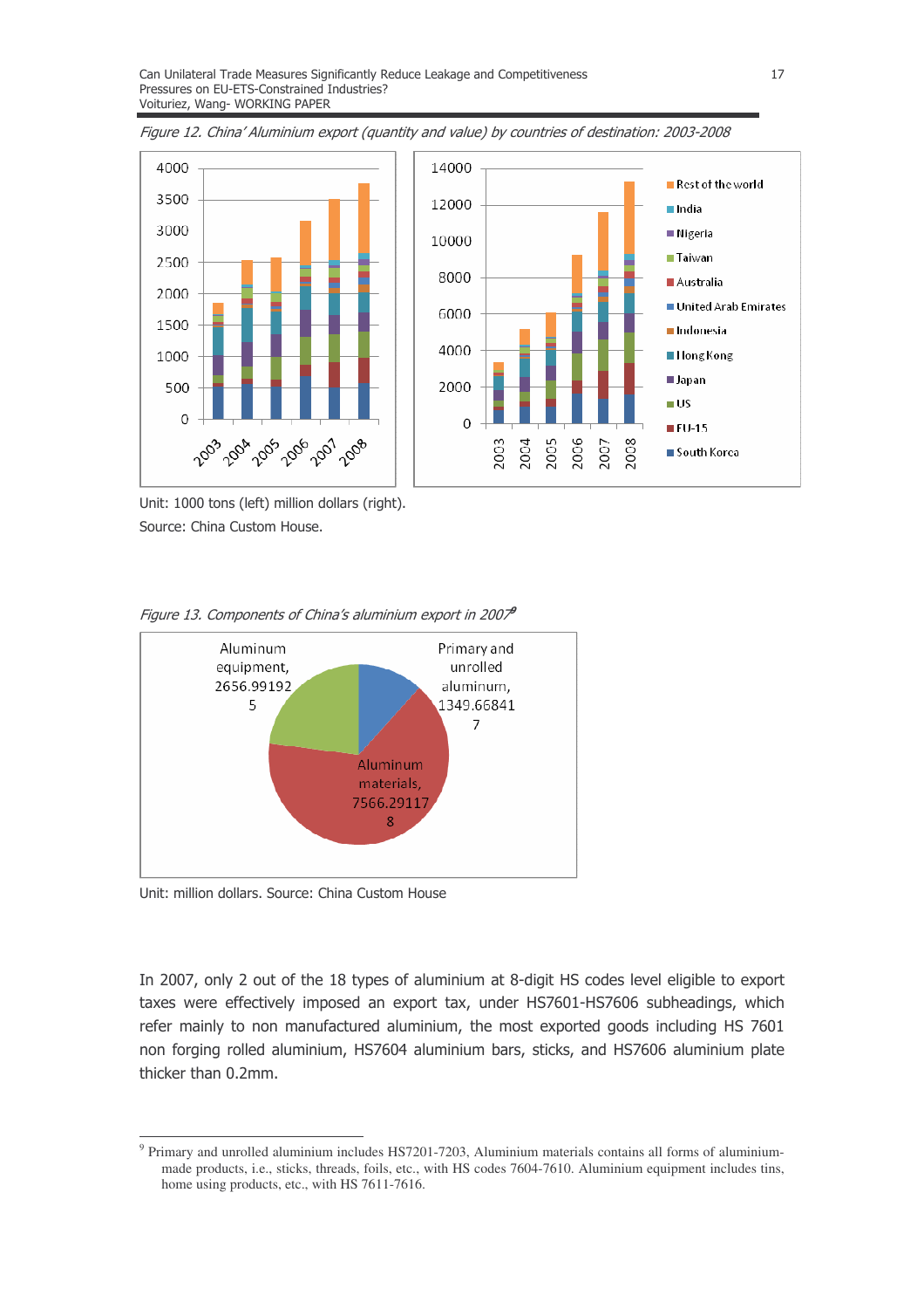*Figure 12. China' Aluminium export (quantity and value) by countries of destination: 2003-2008*

Unit: 1000 tons (left) million dollars (right).

Source: China Custom House.

*Figure 13. Components of China's aluminium export in 2007*[9]

Unit: million dollars. Source: China Custom House

In 2007, only 2 out of the 18 types of aluminium at 8-digit HS codes level eligible to export taxes were effectively imposed an export tax, under HS7601-HS7606 subheadings, which refer mainly to non manufactured aluminium, the most exported goods including HS 7601 non forging rolled aluminium, HS7604 aluminium bars, sticks, and HS7606 aluminium plate thicker than 0.2mm.

[9] Primary and unrolled aluminium includes HS7201-7203, Aluminium materials contains all forms of aluminium-made products, i.e., sticks, threads, foils, etc., with HS codes 7604-7610. Aluminium equipment includes tins, home using products, etc., with HS 7611-7616.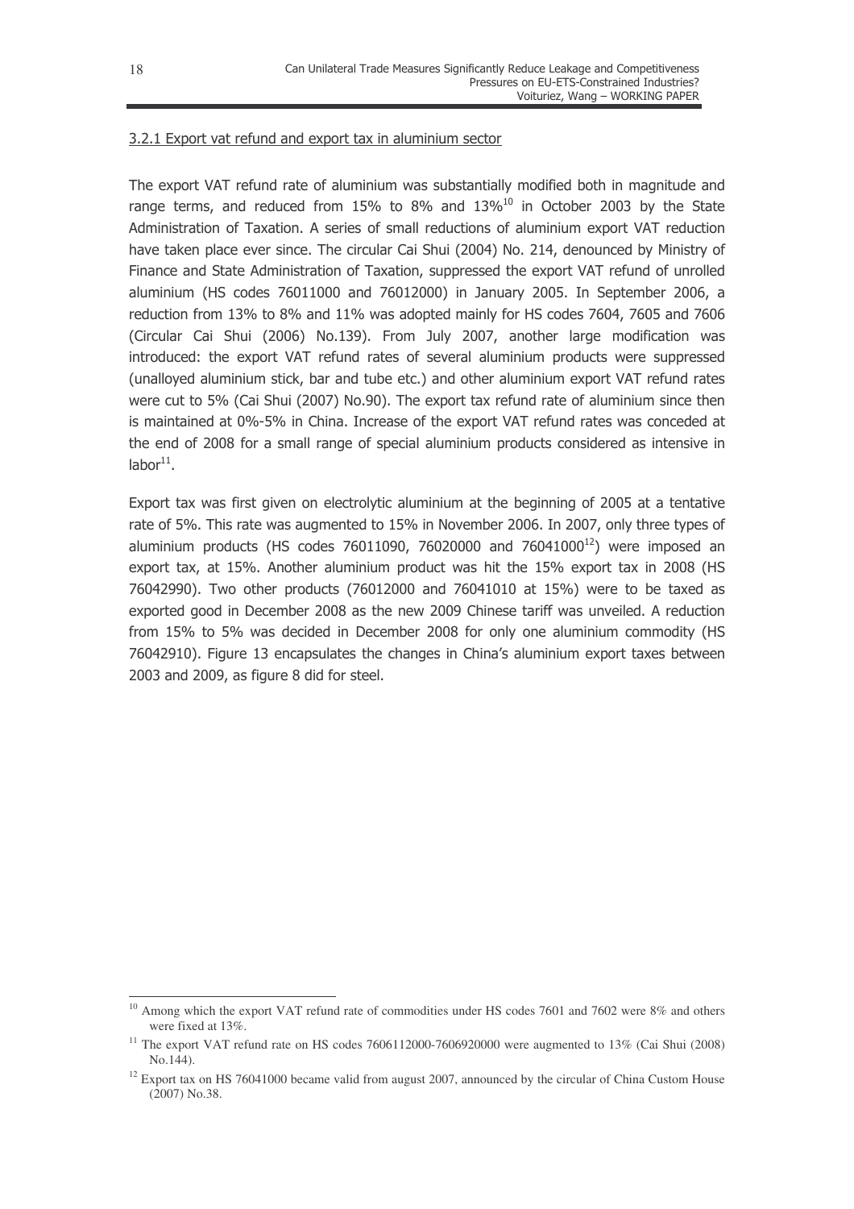### 3.2.1 Export vat refund and export tax in aluminium sector

The export VAT refund rate of aluminium was substantially modified both in magnitude and range terms, and reduced from 15% to 8% and 13%[10] in October 2003 by the State Administration of Taxation. A series of small reductions of aluminium export VAT reduction have taken place ever since. The circular Cai Shui (2004) No. 214, denounced by Ministry of Finance and State Administration of Taxation, suppressed the export VAT refund of unrolled aluminium (HS codes 76011000 and 76012000) in January 2005. In September 2006, a reduction from 13% to 8% and 11% was adopted mainly for HS codes 7604, 7605 and 7606 (Circular Cai Shui (2006) No.139). From July 2007, another large modification was introduced: the export VAT refund rates of several aluminium products were suppressed (unalloyed aluminium stick, bar and tube etc.) and other aluminium export VAT refund rates were cut to 5% (Cai Shui (2007) No.90). The export tax refund rate of aluminium since then is maintained at 0%-5% in China. Increase of the export VAT refund rates was conceded at the end of 2008 for a small range of special aluminium products considered as intensive in labor[11].

Export tax was first given on electrolytic aluminium at the beginning of 2005 at a tentative rate of 5%. This rate was augmented to 15% in November 2006. In 2007, only three types of aluminium products (HS codes 76011090, 76020000 and 76041000[12]) were imposed an export tax, at 15%. Another aluminium product was hit the 15% export tax in 2008 (HS 76042990). Two other products (76012000 and 76041010 at 15%) were to be taxed as exported good in December 2008 as the new 2009 Chinese tariff was unveiled. A reduction from 15% to 5% was decided in December 2008 for only one aluminium commodity (HS 76042910). Figure 13 encapsulates the changes in China's aluminium export taxes between 2003 and 2009, as figure 8 did for steel.

---

[10] Among which the export VAT refund rate of commodities under HS codes 7601 and 7602 were 8% and others were fixed at 13%.

[11] The export VAT refund rate on HS codes 7606112000-7606920000 were augmented to 13% (Cai Shui (2008) No.144).

[12] Export tax on HS 76041000 became valid from august 2007, announced by the circular of China Custom House (2007) No.38.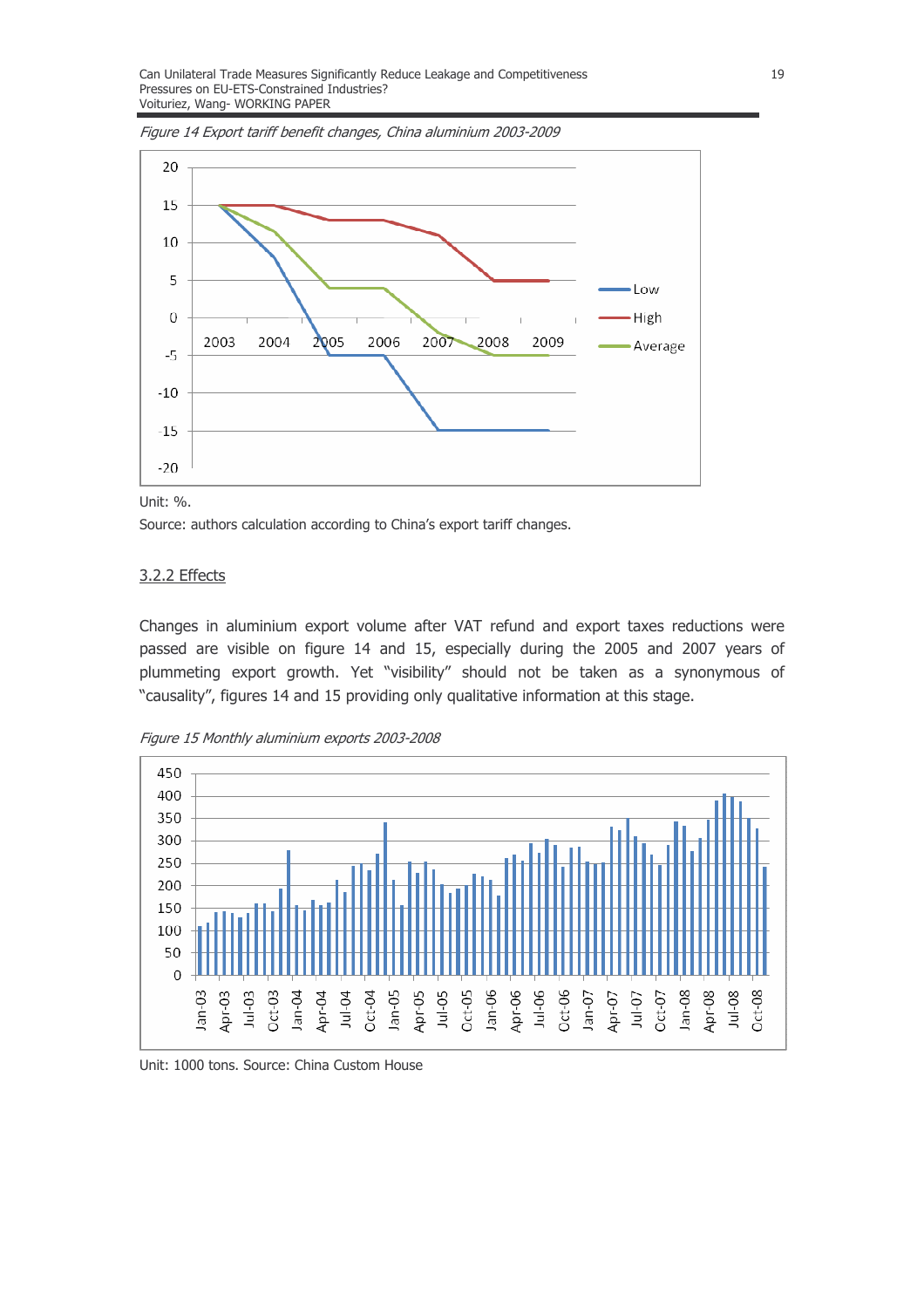*Figure 14 Export tariff benefit changes, China aluminium 2003-2009*

Unit: %.

Source: authors calculation according to China's export tariff changes.

### 3.2.2 Effects

Changes in aluminium export volume after VAT refund and export taxes reductions were passed are visible on figure 14 and 15, especially during the 2005 and 2007 years of plummeting export growth. Yet "visibility" should not be taken as a synonymous of "causality", figures 14 and 15 providing only qualitative information at this stage.

*Figure 15 Monthly aluminium exports 2003-2008*

Unit: 1000 tons. Source: China Custom House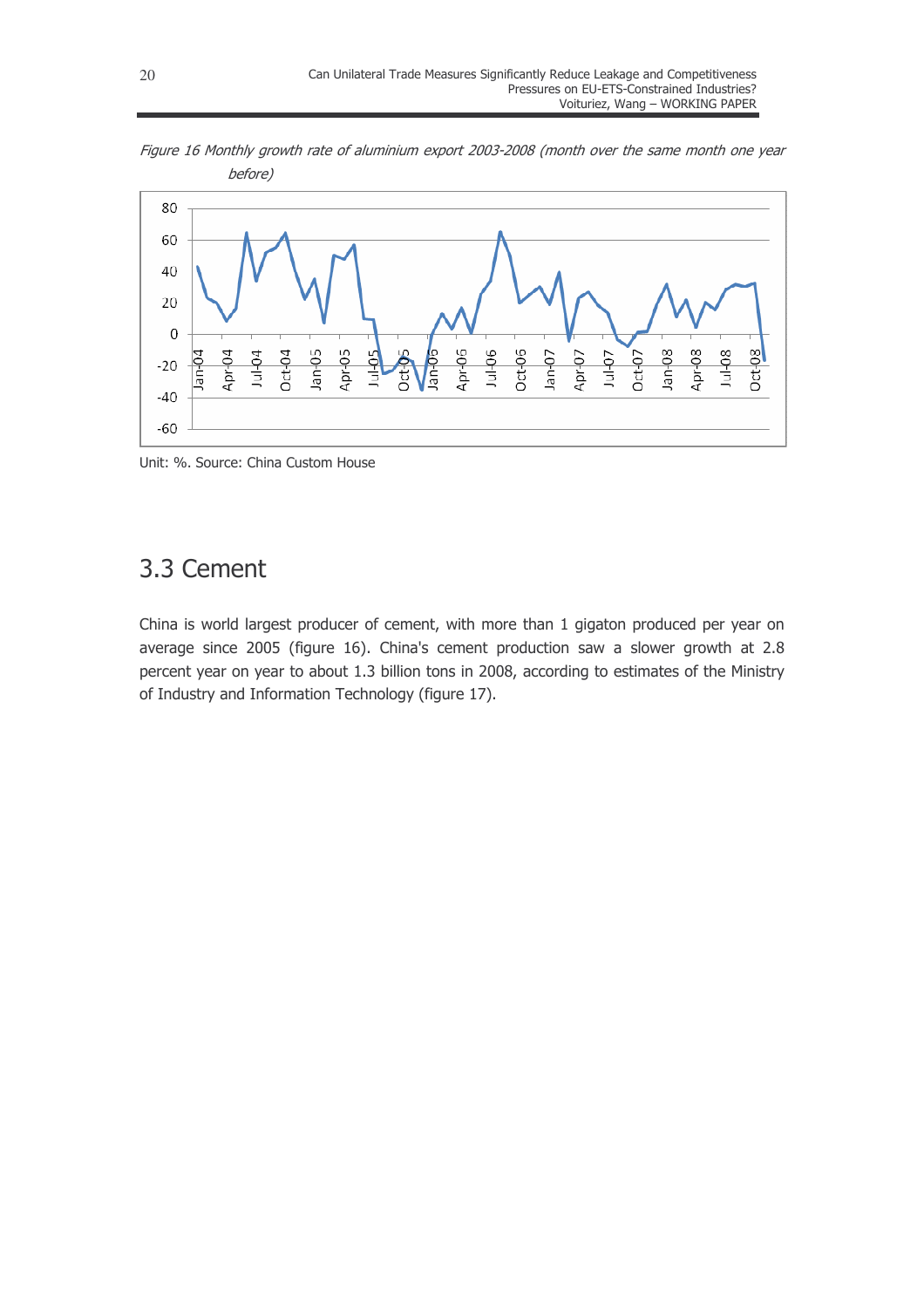*Figure 16 Monthly growth rate of aluminium export 2003-2008 (month over the same month one year before)*

Unit: %. Source: China Custom House

## 3.3 Cement

China is world largest producer of cement, with more than 1 gigaton produced per year on average since 2005 (figure 16). China's cement production saw a slower growth at 2.8 percent year on year to about 1.3 billion tons in 2008, according to estimates of the Ministry of Industry and Information Technology (figure 17).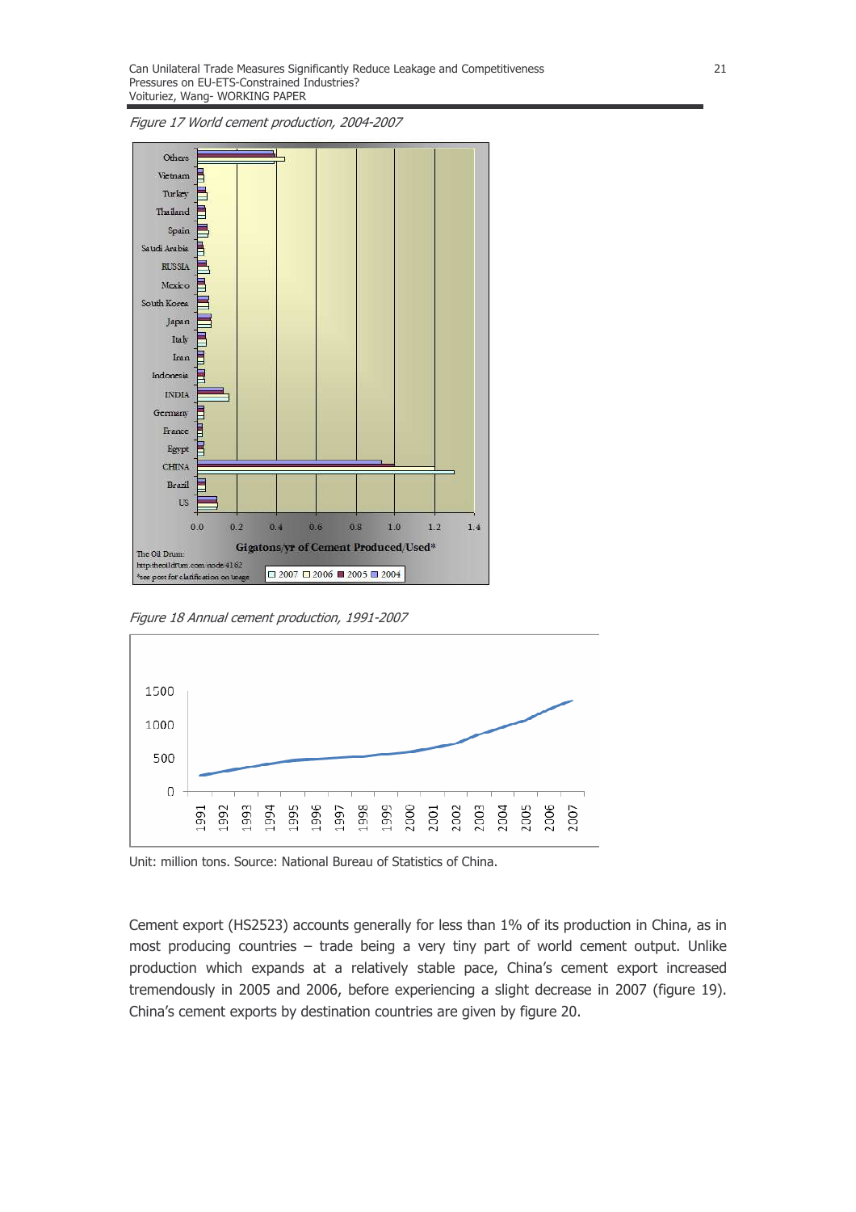*Figure 17 World cement production, 2004-2007*

*Figure 18 Annual cement production, 1991-2007*

Unit: million tons. Source: National Bureau of Statistics of China.

Cement export (HS2523) accounts generally for less than 1% of its production in China, as in most producing countries – trade being a very tiny part of world cement output. Unlike production which expands at a relatively stable pace, China's cement export increased tremendously in 2005 and 2006, before experiencing a slight decrease in 2007 (figure 19). China's cement exports by destination countries are given by figure 20.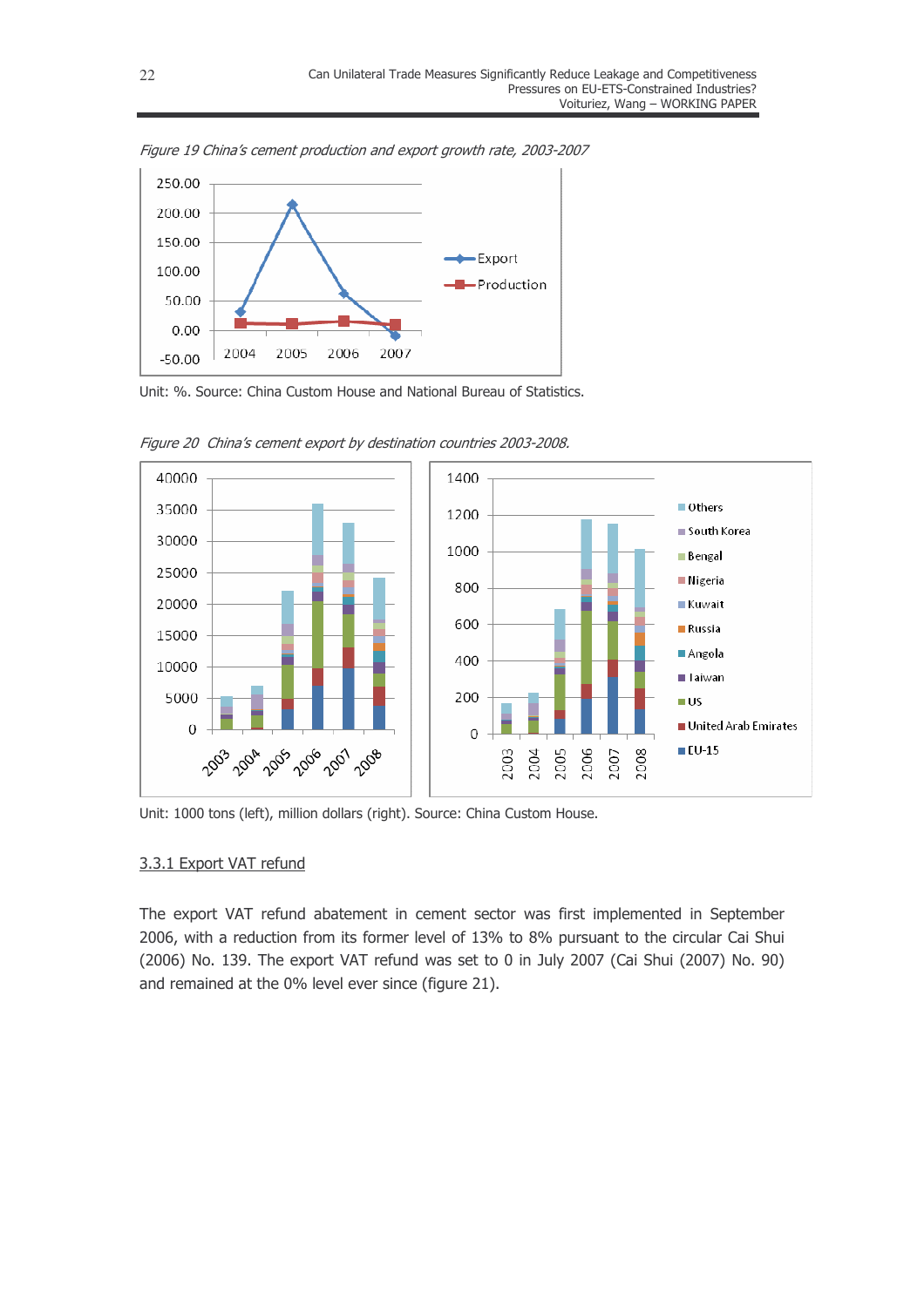*Figure 19 China's cement production and export growth rate, 2003-2007*

Unit: %. Source: China Custom House and National Bureau of Statistics.

*Figure 20 China's cement export by destination countries 2003-2008.*

Unit: 1000 tons (left), million dollars (right). Source: China Custom House.

### 3.3.1 Export VAT refund

The export VAT refund abatement in cement sector was first implemented in September 2006, with a reduction from its former level of 13% to 8% pursuant to the circular Cai Shui (2006) No. 139. The export VAT refund was set to 0 in July 2007 (Cai Shui (2007) No. 90) and remained at the 0% level ever since (figure 21).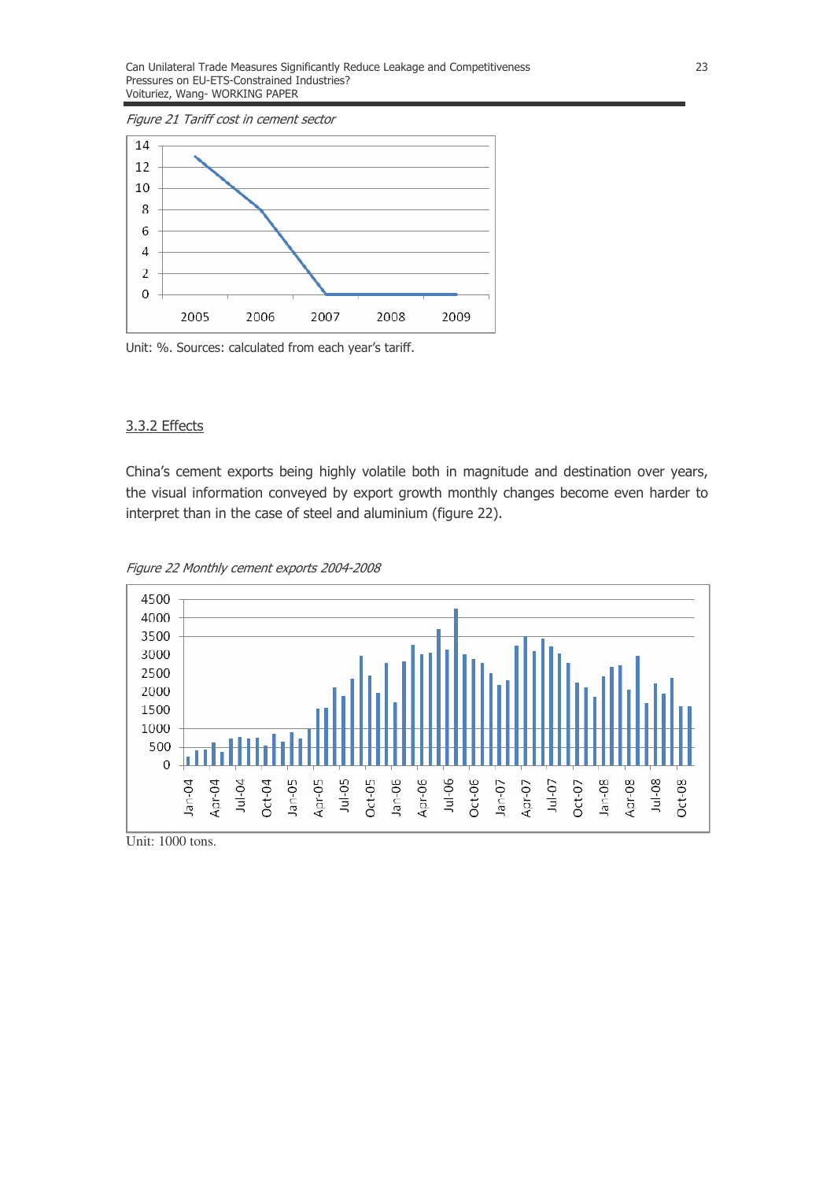*Figure 21 Tariff cost in cement sector*

Unit: %. Sources: calculated from each year's tariff.

### 3.3.2 Effects

China's cement exports being highly volatile both in magnitude and destination over years, the visual information conveyed by export growth monthly changes become even harder to interpret than in the case of steel and aluminium (figure 22).

*Figure 22 Monthly cement exports 2004-2008*

Unit: 1000 tons.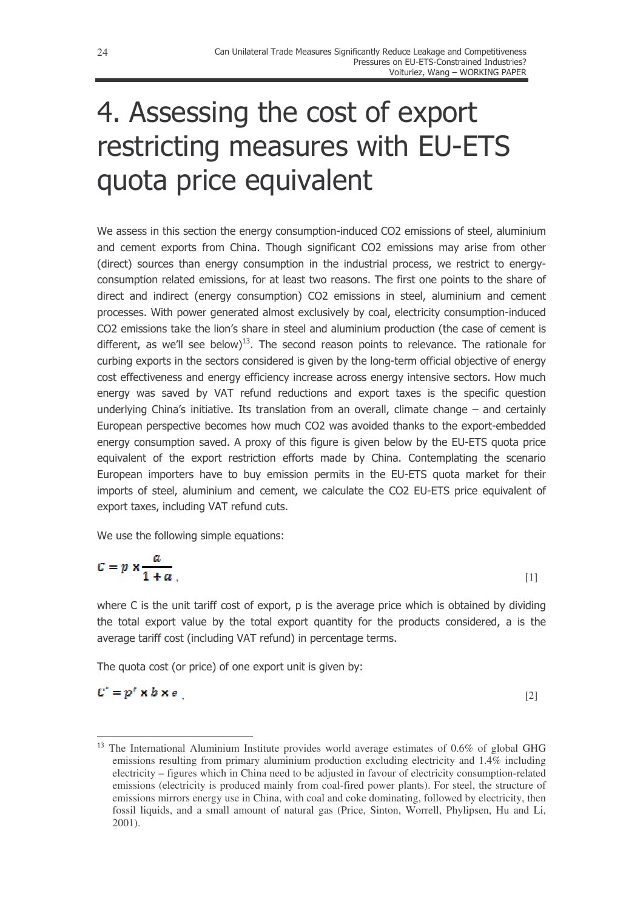# 4. Assessing the cost of export restricting measures with EU-ETS quota price equivalent

We assess in this section the energy consumption-induced $CO_2$ emissions of steel, aluminium and cement exports from China. Though significant $CO_2$ emissions may arise from other (direct) sources than energy consumption in the industrial process, we restrict to energy-consumption related emissions, for at least two reasons. The first one points to the share of direct and indirect (energy consumption) $CO_2$ emissions in steel, aluminium and cement processes. With power generated almost exclusively by coal, electricity consumption-induced $CO_2$ emissions take the lion's share in steel and aluminium production (the case of cement is different, as we'll see below)[13]. The second reason points to relevance. The rationale for curbing exports in the sectors considered is given by the long-term official objective of energy cost effectiveness and energy efficiency increase across energy intensive sectors. How much energy was saved by VAT refund reductions and export taxes is the specific question underlying China's initiative. Its translation from an overall, climate change – and certainly European perspective becomes how much $CO_2$ was avoided thanks to the export-embedded energy consumption saved. A proxy of this figure is given below by the EU-ETS quota price equivalent of the export restriction efforts made by China. Contemplating the scenario European importers have to buy emission permits in the EU-ETS quota market for their imports of steel, aluminium and cement, we calculate the $CO_2$ EU-ETS price equivalent of export taxes, including VAT refund cuts.

We use the following simple equations:

$$C = p \times \frac{a}{1+a} \quad [1]$$

where C is the unit tariff cost of export, p is the average price which is obtained by dividing the total export value by the total export quantity for the products considered, a is the average tariff cost (including VAT refund) in percentage terms.

The quota cost (or price) of one export unit is given by:

$$C' = p' \times b \times e \quad [2]$$

[13] The International Aluminium Institute provides world average estimates of 0.6% of global GHG emissions resulting from primary aluminium production excluding electricity and 1.4% including electricity – figures which in China need to be adjusted in favour of electricity consumption-related emissions (electricity is produced mainly from coal-fired power plants). For steel, the structure of emissions mirrors energy use in China, with coal and coke dominating, followed by electricity, then fossil liquids, and a small amount of natural gas (Price, Sinton, Worrell, Phylipsen, Hu and Li, 2001).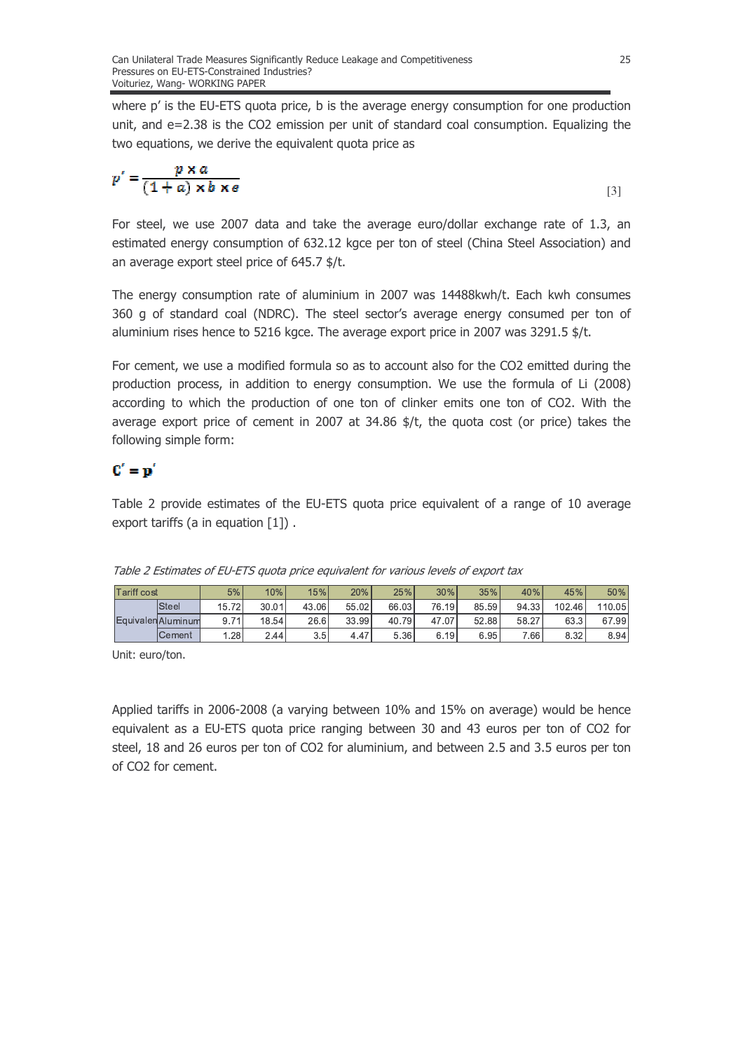where p' is the EU-ETS quota price, b is the average energy consumption for one production unit, and e=2.38 is the CO2 emission per unit of standard coal consumption. Equalizing the two equations, we derive the equivalent quota price as

$$p' = \frac{p \times a}{(1+a) \times b \times e} \tag{3}$$

For steel, we use 2007 data and take the average euro/dollar exchange rate of 1.3, an estimated energy consumption of 632.12 kgce per ton of steel (China Steel Association) and an average export steel price of 645.7 \$/t.

The energy consumption rate of aluminium in 2007 was 14488kwh/t. Each kwh consumes 360 g of standard coal (NDRC). The steel sector's average energy consumed per ton of aluminium rises hence to 5216 kgce. The average export price in 2007 was 3291.5 \$/t.

For cement, we use a modified formula so as to account also for the CO2 emitted during the production process, in addition to energy consumption. We use the formula of Li (2008) according to which the production of one ton of clinker emits one ton of CO2. With the average export price of cement in 2007 at 34.86 \$/t, the quota cost (or price) takes the following simple form:

$$C' = p'$$

Table 2 provide estimates of the EU-ETS quota price equivalent of a range of 10 average export tariffs (a in equation [1]) .

*Table 2 Estimates of EU-ETS quota price equivalent for various levels of export tax*

| Tariff cost | | 5% | 10% | 15% | 20% | 25% | 30% | 35% | 40% | 45% | 50% |
|---|---|---|---|---|---|---|---|---|---|---|---|
| Equivalen | Steel | 15.72 | 30.01 | 43.06 | 55.02 | 66.03 | 76.19 | 85.59 | 94.33 | 102.46 | 110.05 |
| | Aluminum | 9.71 | 18.54 | 26.6 | 33.99 | 40.79 | 47.07 | 52.88 | 58.27 | 63.3 | 67.99 |
| | Cement | 1.28 | 2.44 | 3.5 | 4.47 | 5.36 | 6.19 | 6.95 | 7.66 | 8.32 | 8.94 |

Unit: euro/ton.

Applied tariffs in 2006-2008 (a varying between 10% and 15% on average) would be hence equivalent as a EU-ETS quota price ranging between 30 and 43 euros per ton of CO2 for steel, 18 and 26 euros per ton of CO2 for aluminium, and between 2.5 and 3.5 euros per ton of CO2 for cement.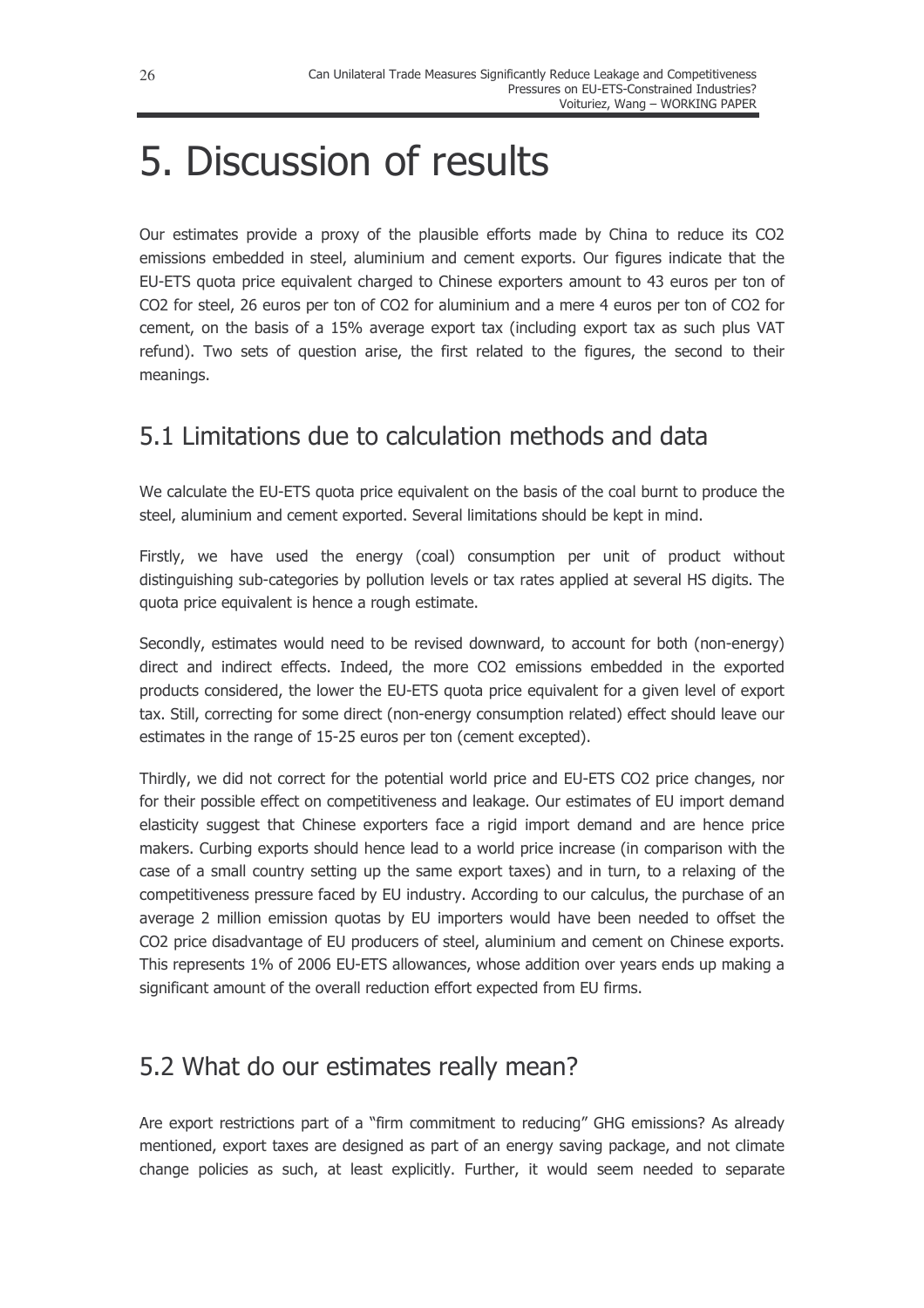# 5. Discussion of results

Our estimates provide a proxy of the plausible efforts made by China to reduce its $CO_2$ emissions embedded in steel, aluminium and cement exports. Our figures indicate that the EU-ETS quota price equivalent charged to Chinese exporters amount to 43 euros per ton of $CO_2$ for steel, 26 euros per ton of $CO_2$ for aluminium and a mere 4 euros per ton of $CO_2$ for cement, on the basis of a 15% average export tax (including export tax as such plus VAT refund). Two sets of question arise, the first related to the figures, the second to their meanings.

## 5.1 Limitations due to calculation methods and data

We calculate the EU-ETS quota price equivalent on the basis of the coal burnt to produce the steel, aluminium and cement exported. Several limitations should be kept in mind.

Firstly, we have used the energy (coal) consumption per unit of product without distinguishing sub-categories by pollution levels or tax rates applied at several HS digits. The quota price equivalent is hence a rough estimate.

Secondly, estimates would need to be revised downward, to account for both (non-energy) direct and indirect effects. Indeed, the more $CO_2$ emissions embedded in the exported products considered, the lower the EU-ETS quota price equivalent for a given level of export tax. Still, correcting for some direct (non-energy consumption related) effect should leave our estimates in the range of 15-25 euros per ton (cement excepted).

Thirdly, we did not correct for the potential world price and EU-ETS $CO_2$ price changes, nor for their possible effect on competitiveness and leakage. Our estimates of EU import demand elasticity suggest that Chinese exporters face a rigid import demand and are hence price makers. Curbing exports should hence lead to a world price increase (in comparison with the case of a small country setting up the same export taxes) and in turn, to a relaxing of the competitiveness pressure faced by EU industry. According to our calculus, the purchase of an average 2 million emission quotas by EU importers would have been needed to offset the $CO_2$ price disadvantage of EU producers of steel, aluminium and cement on Chinese exports. This represents 1% of 2006 EU-ETS allowances, whose addition over years ends up making a significant amount of the overall reduction effort expected from EU firms.

## 5.2 What do our estimates really mean?

Are export restrictions part of a "firm commitment to reducing" GHG emissions? As already mentioned, export taxes are designed as part of an energy saving package, and not climate change policies as such, at least explicitly. Further, it would seem needed to separate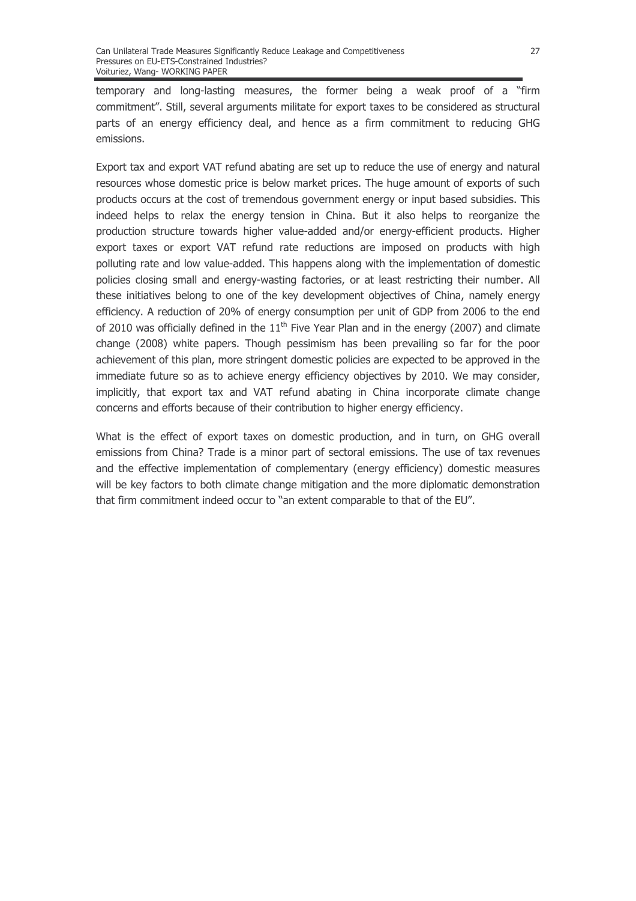temporary and long-lasting measures, the former being a weak proof of a "firm commitment". Still, several arguments militate for export taxes to be considered as structural parts of an energy efficiency deal, and hence as a firm commitment to reducing GHG emissions.

Export tax and export VAT refund abating are set up to reduce the use of energy and natural resources whose domestic price is below market prices. The huge amount of exports of such products occurs at the cost of tremendous government energy or input based subsidies. This indeed helps to relax the energy tension in China. But it also helps to reorganize the production structure towards higher value-added and/or energy-efficient products. Higher export taxes or export VAT refund rate reductions are imposed on products with high polluting rate and low value-added. This happens along with the implementation of domestic policies closing small and energy-wasting factories, or at least restricting their number. All these initiatives belong to one of the key development objectives of China, namely energy efficiency. A reduction of 20% of energy consumption per unit of GDP from 2006 to the end of 2010 was officially defined in the $11^{th}$ Five Year Plan and in the energy (2007) and climate change (2008) white papers. Though pessimism has been prevailing so far for the poor achievement of this plan, more stringent domestic policies are expected to be approved in the immediate future so as to achieve energy efficiency objectives by 2010. We may consider, implicitly, that export tax and VAT refund abating in China incorporate climate change concerns and efforts because of their contribution to higher energy efficiency.

What is the effect of export taxes on domestic production, and in turn, on GHG overall emissions from China? Trade is a minor part of sectoral emissions. The use of tax revenues and the effective implementation of complementary (energy efficiency) domestic measures will be key factors to both climate change mitigation and the more diplomatic demonstration that firm commitment indeed occur to "an extent comparable to that of the EU".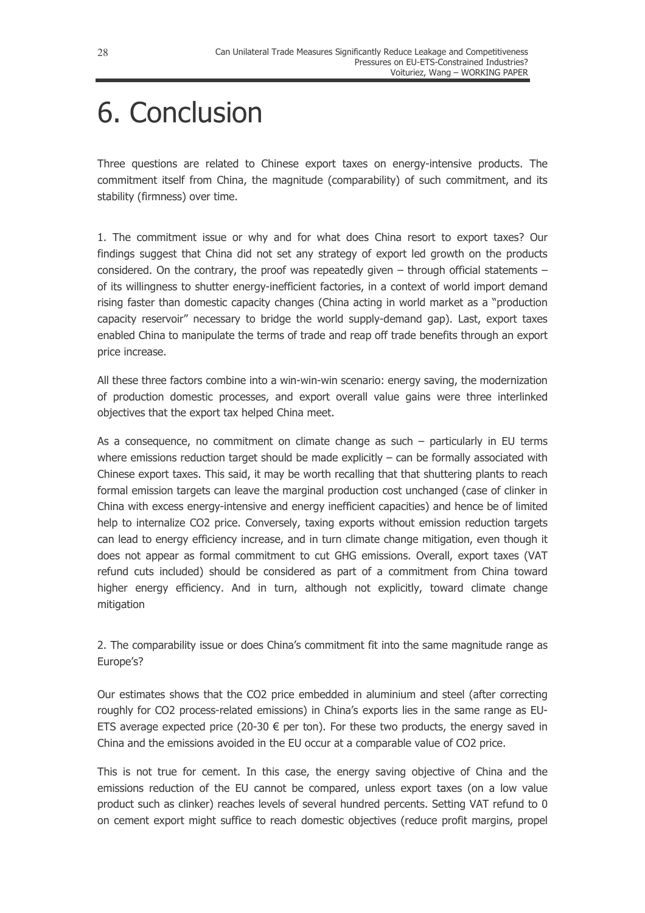# 6. Conclusion

Three questions are related to Chinese export taxes on energy-intensive products. The commitment itself from China, the magnitude (comparability) of such commitment, and its stability (firmness) over time.

1. The commitment issue or why and for what does China resort to export taxes? Our findings suggest that China did not set any strategy of export led growth on the products considered. On the contrary, the proof was repeatedly given – through official statements – of its willingness to shutter energy-inefficient factories, in a context of world import demand rising faster than domestic capacity changes (China acting in world market as a "production capacity reservoir" necessary to bridge the world supply-demand gap). Last, export taxes enabled China to manipulate the terms of trade and reap off trade benefits through an export price increase.

All these three factors combine into a win-win-win scenario: energy saving, the modernization of production domestic processes, and export overall value gains were three interlinked objectives that the export tax helped China meet.

As a consequence, no commitment on climate change as such – particularly in EU terms where emissions reduction target should be made explicitly – can be formally associated with Chinese export taxes. This said, it may be worth recalling that that shuttering plants to reach formal emission targets can leave the marginal production cost unchanged (case of clinker in China with excess energy-intensive and energy inefficient capacities) and hence be of limited help to internalize CO2 price. Conversely, taxing exports without emission reduction targets can lead to energy efficiency increase, and in turn climate change mitigation, even though it does not appear as formal commitment to cut GHG emissions. Overall, export taxes (VAT refund cuts included) should be considered as part of a commitment from China toward higher energy efficiency. And in turn, although not explicitly, toward climate change mitigation

2. The comparability issue or does China's commitment fit into the same magnitude range as Europe's?

Our estimates shows that the CO2 price embedded in aluminium and steel (after correcting roughly for CO2 process-related emissions) in China's exports lies in the same range as EU-ETS average expected price (20-30 € per ton). For these two products, the energy saved in China and the emissions avoided in the EU occur at a comparable value of CO2 price.

This is not true for cement. In this case, the energy saving objective of China and the emissions reduction of the EU cannot be compared, unless export taxes (on a low value product such as clinker) reaches levels of several hundred percents. Setting VAT refund to 0 on cement export might suffice to reach domestic objectives (reduce profit margins, propel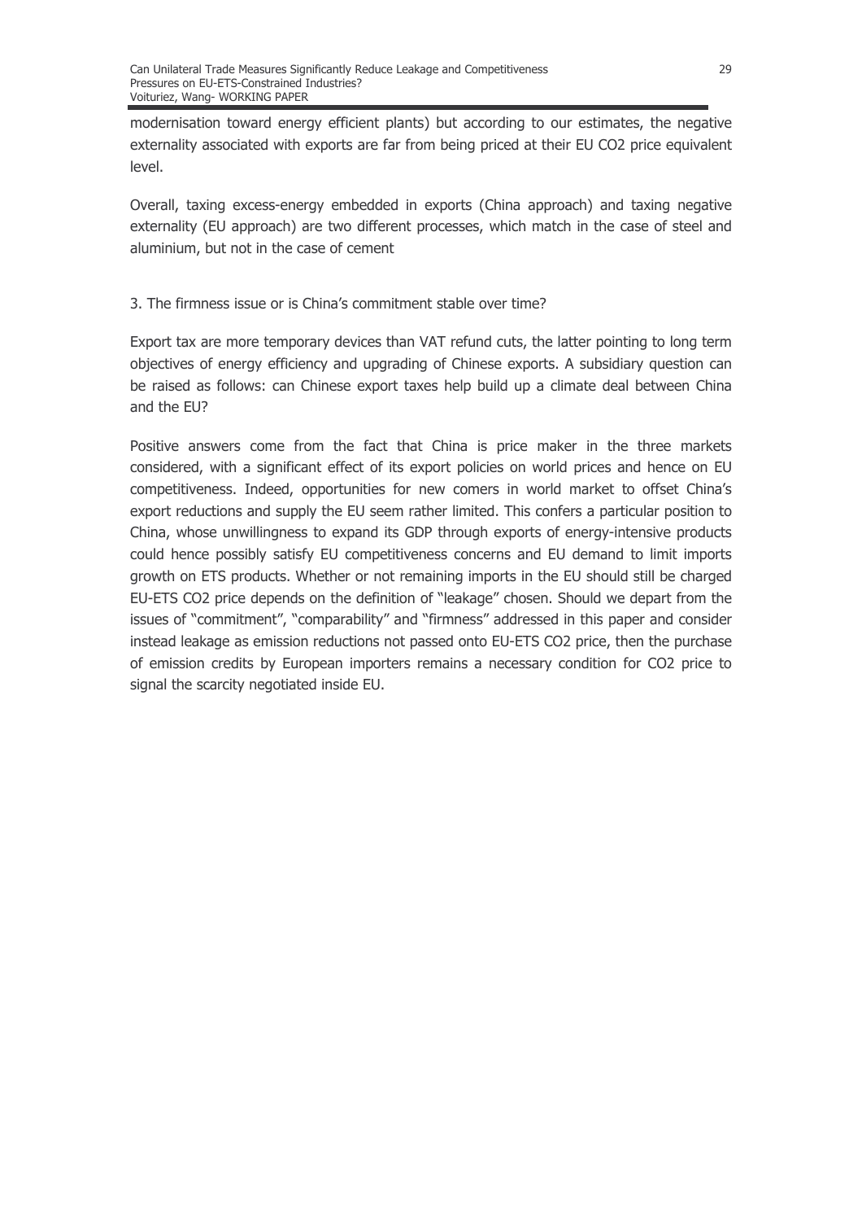modernisation toward energy efficient plants) but according to our estimates, the negative externality associated with exports are far from being priced at their EU $CO_2$ price equivalent level.

Overall, taxing excess-energy embedded in exports (China approach) and taxing negative externality (EU approach) are two different processes, which match in the case of steel and aluminium, but not in the case of cement

3. The firmness issue or is China's commitment stable over time?

Export tax are more temporary devices than VAT refund cuts, the latter pointing to long term objectives of energy efficiency and upgrading of Chinese exports. A subsidiary question can be raised as follows: can Chinese export taxes help build up a climate deal between China and the EU?

Positive answers come from the fact that China is price maker in the three markets considered, with a significant effect of its export policies on world prices and hence on EU competitiveness. Indeed, opportunities for new comers in world market to offset China's export reductions and supply the EU seem rather limited. This confers a particular position to China, whose unwillingness to expand its GDP through exports of energy-intensive products could hence possibly satisfy EU competitiveness concerns and EU demand to limit imports growth on ETS products. Whether or not remaining imports in the EU should still be charged EU-ETS $CO_2$ price depends on the definition of "leakage" chosen. Should we depart from the issues of "commitment", "comparability" and "firmness" addressed in this paper and consider instead leakage as emission reductions not passed onto EU-ETS $CO_2$ price, then the purchase of emission credits by European importers remains a necessary condition for $CO_2$ price to signal the scarcity negotiated inside EU.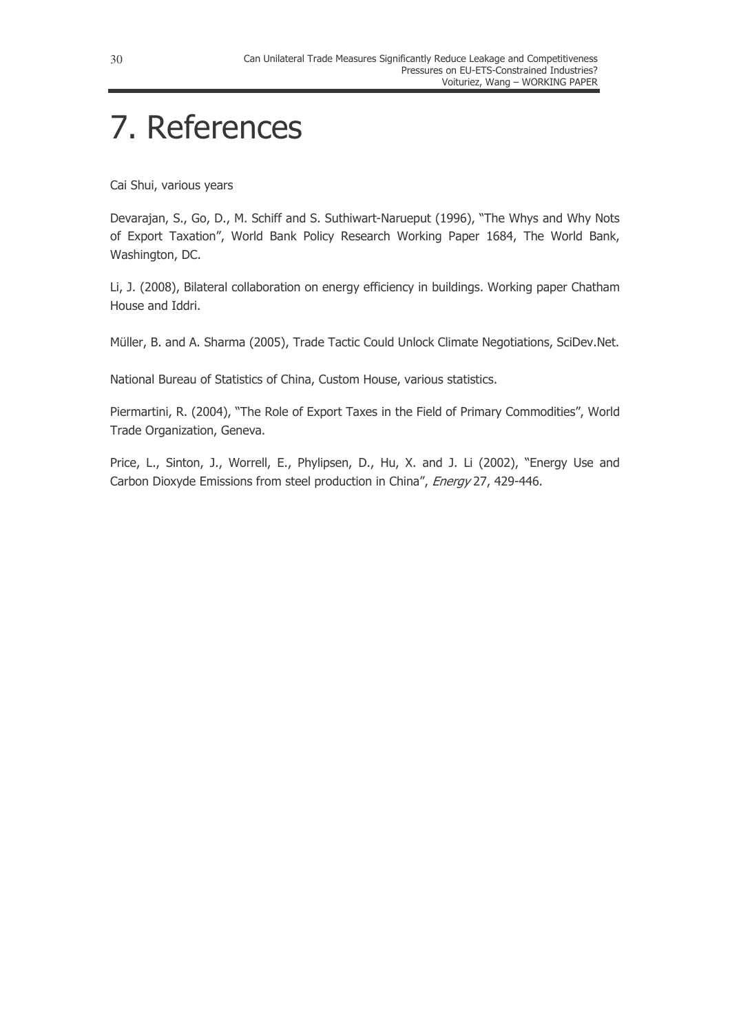# 7. References

Cai Shui, various years

Devarajan, S., Go, D., M. Schiff and S. Suthiwart-Narueput (1996), "The Whys and Why Nots of Export Taxation", World Bank Policy Research Working Paper 1684, The World Bank, Washington, DC.

Li, J. (2008), Bilateral collaboration on energy efficiency in buildings. Working paper Chatham House and Iddri.

Müller, B. and A. Sharma (2005), Trade Tactic Could Unlock Climate Negotiations, SciDev.Net.

National Bureau of Statistics of China, Custom House, various statistics.

Piermartini, R. (2004), "The Role of Export Taxes in the Field of Primary Commodities", World Trade Organization, Geneva.

Price, L., Sinton, J., Worrell, E., Phylipsen, D., Hu, X. and J. Li (2002), "Energy Use and Carbon Dioxyde Emissions from steel production in China", *Energy* 27, 429-446.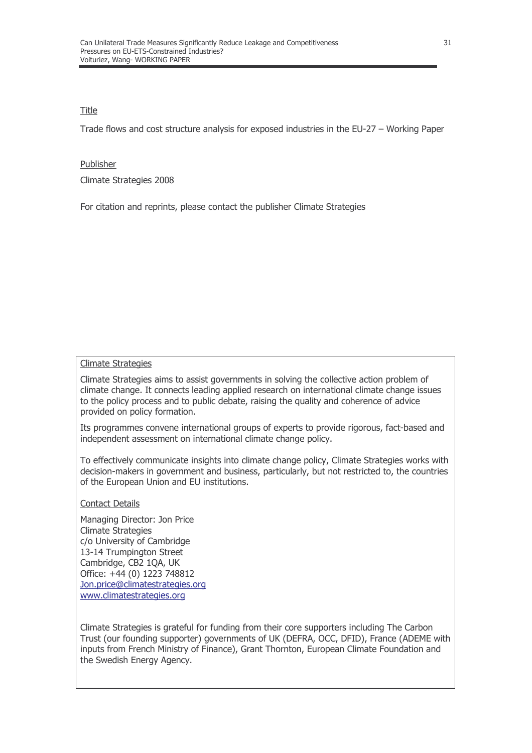Title

Trade flows and cost structure analysis for exposed industries in the EU-27 – Working Paper

Publisher

Climate Strategies 2008

For citation and reprints, please contact the publisher Climate Strategies

Climate Strategies

Climate Strategies aims to assist governments in solving the collective action problem of climate change. It connects leading applied research on international climate change issues to the policy process and to public debate, raising the quality and coherence of advice provided on policy formation.

Its programmes convene international groups of experts to provide rigorous, fact-based and independent assessment on international climate change policy.

To effectively communicate insights into climate change policy, Climate Strategies works with decision-makers in government and business, particularly, but not restricted to, the countries of the European Union and EU institutions.

Contact Details

Managing Director: Jon Price
Climate Strategies
c/o University of Cambridge
13-14 Trumpington Street
Cambridge, CB2 1QA, UK
Office: +44 (0) 1223 748812
Jon.price@climatestrategies.org
www.climatestrategies.org

Climate Strategies is grateful for funding from their core supporters including The Carbon Trust (our founding supporter) governments of UK (DEFRA, OCC, DFID), France (ADEME with inputs from French Ministry of Finance), Grant Thornton, European Climate Foundation and the Swedish Energy Agency.